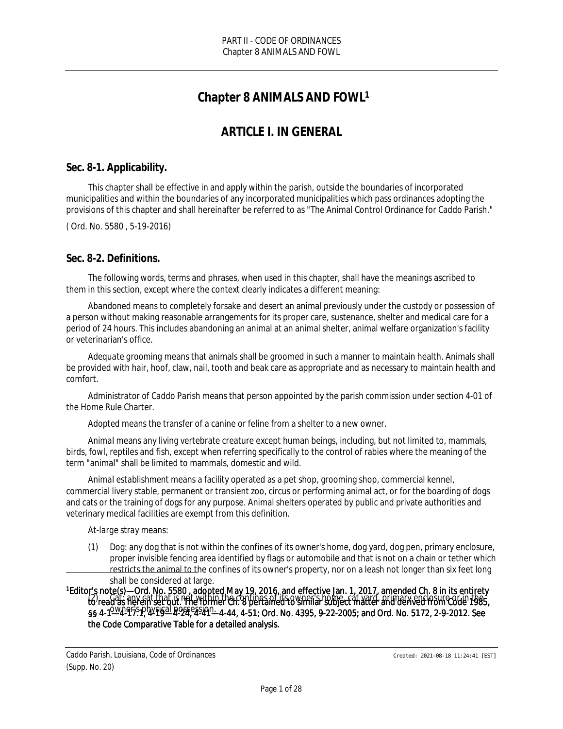# Chapter 8 ANIMALS AND FOWL[1]

## ARTICLE I. IN GENERAL

### Sec. 8-1. Applicability.

This chapter shall be effective in and apply within the parish, outside the boundaries of incorporated municipalities and within the boundaries of any incorporated municipalities which pass ordinances adopting the provisions of this chapter and shall hereinafter be referred to as "The Animal Control Ordinance for Caddo Parish."

( Ord. No. 5580 , 5-19-2016)

### Sec. 8-2. Definitions.

The following words, terms and phrases, when used in this chapter, shall have the meanings ascribed to them in this section, except where the context clearly indicates a different meaning:

*Abandoned* means to completely forsake and desert an animal previously under the custody or possession of a person without making reasonable arrangements for its proper care, sustenance, shelter and medical care for a period of 24 hours. This includes abandoning an animal at an animal shelter, animal welfare organization's facility or veterinarian's office.

*Adequate grooming* means that animals shall be groomed in such a manner to maintain health. Animals shall be provided with hair, hoof, claw, nail, tooth and beak care as appropriate and as necessary to maintain health and comfort.

*Administrator of Caddo Parish* means that person appointed by the parish commission under section 4-01 of the Home Rule Charter.

*Adopted* means the transfer of a canine or feline from a shelter to a new owner.

*Animal* means any living vertebrate creature except human beings, including, but not limited to, mammals, birds, fowl, reptiles and fish, except when referring specifically to the control of rabies where the meaning of the term "animal" shall be limited to mammals, domestic and wild.

*Animal establishment* means a facility operated as a pet shop, grooming shop, commercial kennel, commercial livery stable, permanent or transient zoo, circus or performing animal act, or for the boarding of dogs and cats or the training of dogs for any purpose. Animal shelters operated by public and private authorities and veterinary medical facilities are exempt from this definition.

*At-large stray* means:

(1) Dog: any dog that is not within the confines of its owner's home, dog yard, dog pen, primary enclosure, proper invisible fencing area identified by flags or automobile and that is not on a chain or tether which restricts the animal to the confines of its owner's property, nor on a leash not longer than six feet long shall be considered at large.

(2) Cat: any cat that is not within the confines of its owner's home, cat yard, primary enclosure or in the owner's physical possession.

---

[1]Editor's note(s)—Ord. No. 5580 , adopted May 19, 2016, and effective Jan. 1, 2017, amended Ch. 8 in its entirety to read as herein set out. The former Ch. 8 pertained to similar subject matter and derived from Code 1985, §§ 4-1—4-17.1, 4-19—4-24, 4-41—4-44, 4-51; Ord. No. 4395, 9-22-2005; and Ord. No. 5172, 2-9-2012. See the Code Comparative Table for a detailed analysis.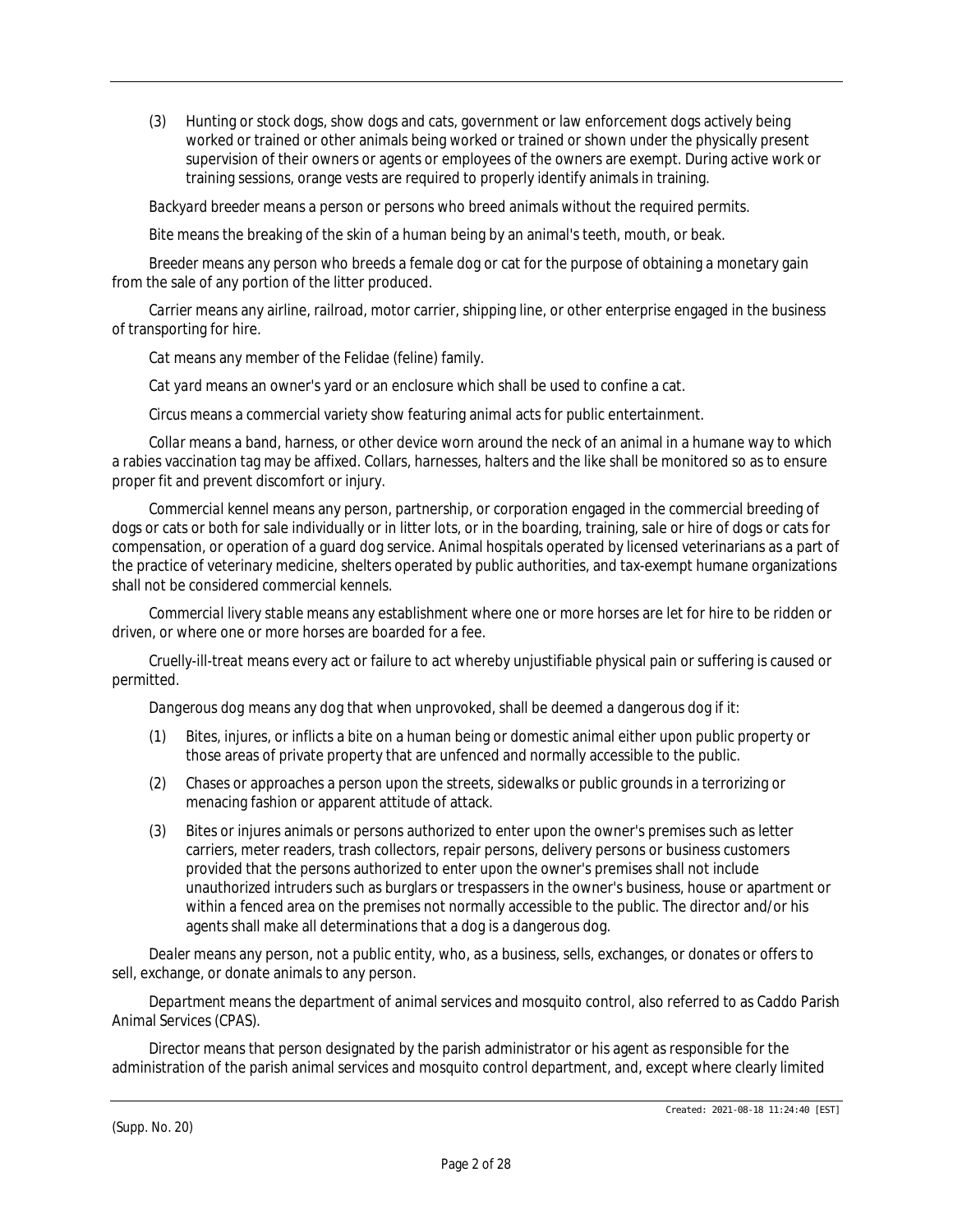(3) Hunting or stock dogs, show dogs and cats, government or law enforcement dogs actively being worked or trained or other animals being worked or trained or shown under the physically present supervision of their owners or agents or employees of the owners are exempt. During active work or training sessions, orange vests are required to properly identify animals in training.

*Backyard breeder* means a person or persons who breed animals without the required permits.

*Bite* means the breaking of the skin of a human being by an animal's teeth, mouth, or beak.

*Breeder* means any person who breeds a female dog or cat for the purpose of obtaining a monetary gain from the sale of any portion of the litter produced.

*Carrier* means any airline, railroad, motor carrier, shipping line, or other enterprise engaged in the business of transporting for hire.

*Cat* means any member of the Felidae (feline) family.

*Cat yard* means an owner's yard or an enclosure which shall be used to confine a cat.

*Circus* means a commercial variety show featuring animal acts for public entertainment.

*Collar* means a band, harness, or other device worn around the neck of an animal in a humane way to which a rabies vaccination tag may be affixed. Collars, harnesses, halters and the like shall be monitored so as to ensure proper fit and prevent discomfort or injury.

*Commercial kennel* means any person, partnership, or corporation engaged in the commercial breeding of dogs or cats or both for sale individually or in litter lots, or in the boarding, training, sale or hire of dogs or cats for compensation, or operation of a guard dog service. Animal hospitals operated by licensed veterinarians as a part of the practice of veterinary medicine, shelters operated by public authorities, and tax-exempt humane organizations shall not be considered commercial kennels.

*Commercial livery stable* means any establishment where one or more horses are let for hire to be ridden or driven, or where one or more horses are boarded for a fee.

*Cruelly-ill-treat* means every act or failure to act whereby unjustifiable physical pain or suffering is caused or permitted.

*Dangerous dog* means any dog that when unprovoked, shall be deemed a dangerous dog if it:

(1) Bites, injures, or inflicts a bite on a human being or domestic animal either upon public property or those areas of private property that are unfenced and normally accessible to the public.

(2) Chases or approaches a person upon the streets, sidewalks or public grounds in a terrorizing or menacing fashion or apparent attitude of attack.

(3) Bites or injures animals or persons authorized to enter upon the owner's premises such as letter carriers, meter readers, trash collectors, repair persons, delivery persons or business customers provided that the persons authorized to enter upon the owner's premises shall not include unauthorized intruders such as burglars or trespassers in the owner's business, house or apartment or within a fenced area on the premises not normally accessible to the public. The director and/or his agents shall make all determinations that a dog is a dangerous dog.

*Dealer* means any person, not a public entity, who, as a business, sells, exchanges, or donates or offers to sell, exchange, or donate animals to any person.

*Department* means the department of animal services and mosquito control, also referred to as Caddo Parish Animal Services (CPAS).

*Director* means that person designated by the parish administrator or his agent as responsible for the administration of the parish animal services and mosquito control department, and, except where clearly limited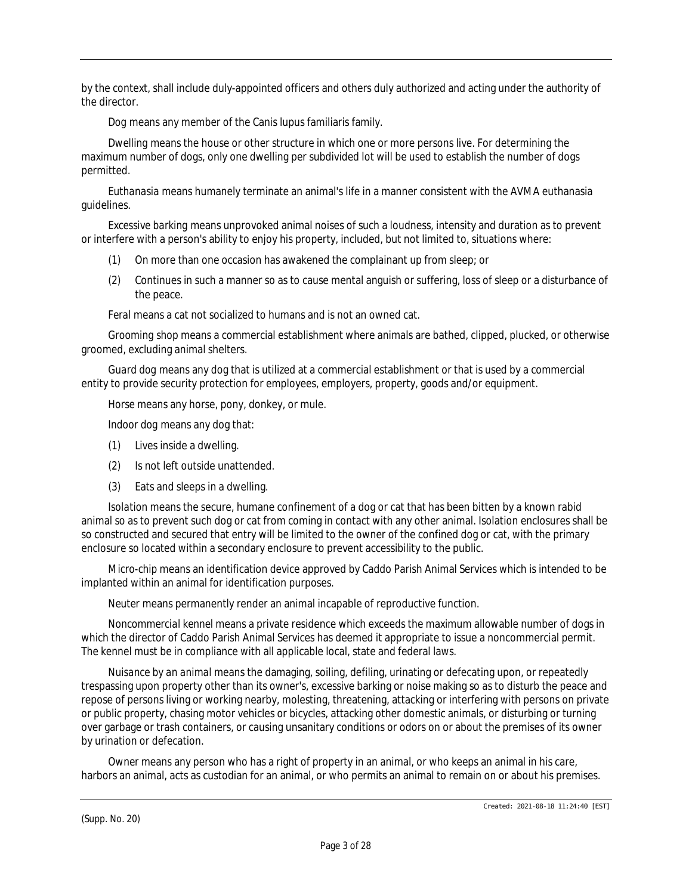by the context, shall include duly-appointed officers and others duly authorized and acting under the authority of the director.

*Dog* means any member of the Canis lupus familiaris family.

*Dwelling* means the house or other structure in which one or more persons live. For determining the maximum number of dogs, only one dwelling per subdivided lot will be used to establish the number of dogs permitted.

*Euthanasia* means humanely terminate an animal's life in a manner consistent with the AVMA euthanasia guidelines.

*Excessive barking* means unprovoked animal noises of such a loudness, intensity and duration as to prevent or interfere with a person's ability to enjoy his property, included, but not limited to, situations where:

(1) On more than one occasion has awakened the complainant up from sleep; or

(2) Continues in such a manner so as to cause mental anguish or suffering, loss of sleep or a disturbance of the peace.

*Feral* means a cat not socialized to humans and is not an owned cat.

*Grooming shop* means a commercial establishment where animals are bathed, clipped, plucked, or otherwise groomed, excluding animal shelters.

*Guard dog* means any dog that is utilized at a commercial establishment or that is used by a commercial entity to provide security protection for employees, employers, property, goods and/or equipment.

*Horse* means any horse, pony, donkey, or mule.

*Indoor dog* means any dog that:

(1) Lives inside a dwelling.

(2) Is not left outside unattended.

(3) Eats and sleeps in a dwelling.

*Isolation* means the secure, humane confinement of a dog or cat that has been bitten by a known rabid animal so as to prevent such dog or cat from coming in contact with any other animal. Isolation enclosures shall be so constructed and secured that entry will be limited to the owner of the confined dog or cat, with the primary enclosure so located within a secondary enclosure to prevent accessibility to the public.

*Micro-chip* means an identification device approved by Caddo Parish Animal Services which is intended to be implanted within an animal for identification purposes.

*Neuter* means permanently render an animal incapable of reproductive function.

*Noncommercial kennel* means a private residence which exceeds the maximum allowable number of dogs in which the director of Caddo Parish Animal Services has deemed it appropriate to issue a noncommercial permit. The kennel must be in compliance with all applicable local, state and federal laws.

*Nuisance by an animal* means the damaging, soiling, defiling, urinating or defecating upon, or repeatedly trespassing upon property other than its owner's, excessive barking or noise making so as to disturb the peace and repose of persons living or working nearby, molesting, threatening, attacking or interfering with persons on private or public property, chasing motor vehicles or bicycles, attacking other domestic animals, or disturbing or turning over garbage or trash containers, or causing unsanitary conditions or odors on or about the premises of its owner by urination or defecation.

*Owner* means any person who has a right of property in an animal, or who keeps an animal in his care, harbors an animal, acts as custodian for an animal, or who permits an animal to remain on or about his premises.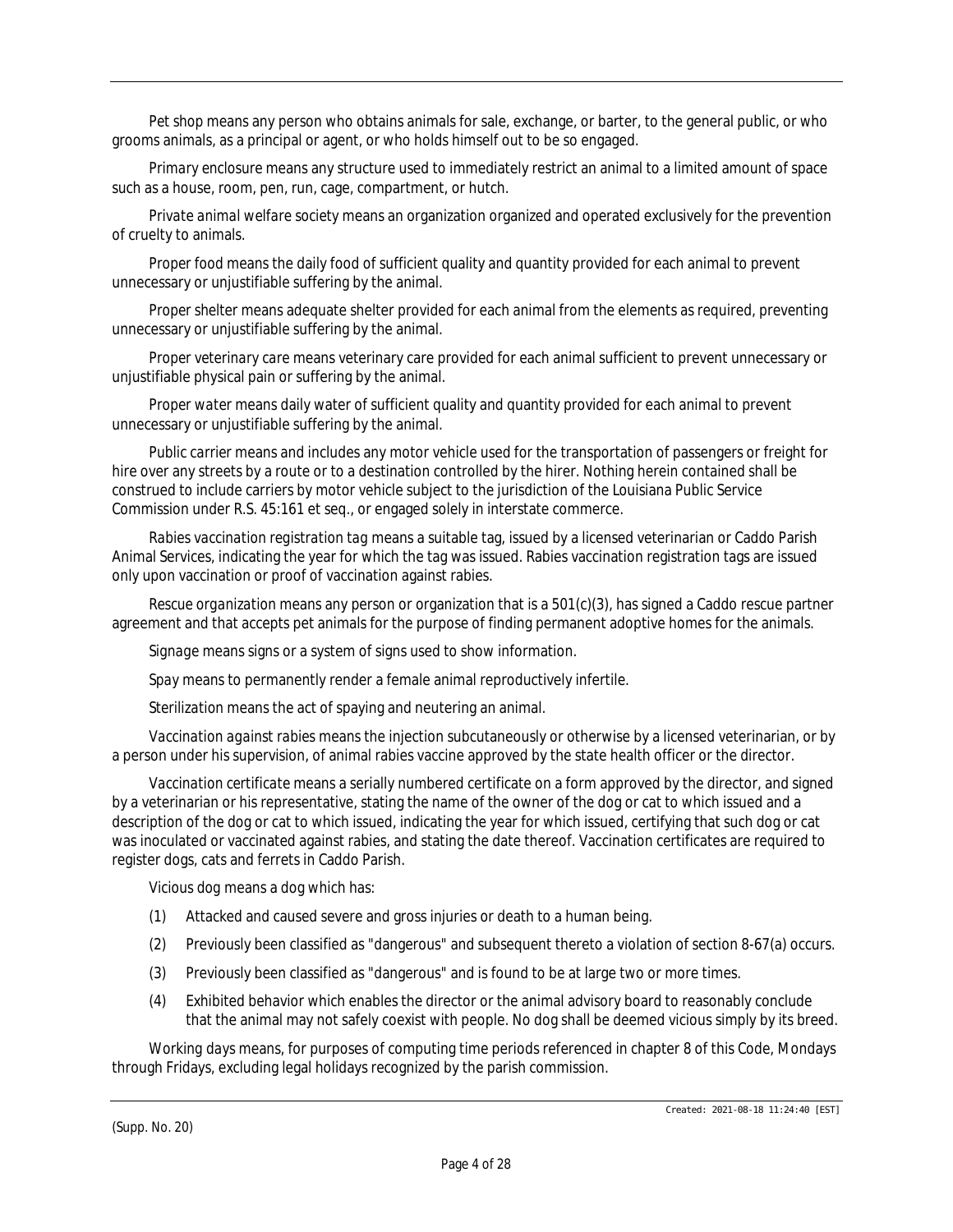*Pet shop* means any person who obtains animals for sale, exchange, or barter, to the general public, or who grooms animals, as a principal or agent, or who holds himself out to be so engaged.

*Primary enclosure* means any structure used to immediately restrict an animal to a limited amount of space such as a house, room, pen, run, cage, compartment, or hutch.

*Private animal welfare society* means an organization organized and operated exclusively for the prevention of cruelty to animals.

*Proper food* means the daily food of sufficient quality and quantity provided for each animal to prevent unnecessary or unjustifiable suffering by the animal.

*Proper shelter* means adequate shelter provided for each animal from the elements as required, preventing unnecessary or unjustifiable suffering by the animal.

*Proper veterinary care* means veterinary care provided for each animal sufficient to prevent unnecessary or unjustifiable physical pain or suffering by the animal.

*Proper water* means daily water of sufficient quality and quantity provided for each animal to prevent unnecessary or unjustifiable suffering by the animal.

*Public carrier* means and includes any motor vehicle used for the transportation of passengers or freight for hire over any streets by a route or to a destination controlled by the hirer. Nothing herein contained shall be construed to include carriers by motor vehicle subject to the jurisdiction of the Louisiana Public Service Commission under R.S. 45:161 et seq., or engaged solely in interstate commerce.

*Rabies vaccination registration tag* means a suitable tag, issued by a licensed veterinarian or Caddo Parish Animal Services, indicating the year for which the tag was issued. Rabies vaccination registration tags are issued only upon vaccination or proof of vaccination against rabies.

*Rescue organization* means any person or organization that is a 501(c)(3), has signed a Caddo rescue partner agreement and that accepts pet animals for the purpose of finding permanent adoptive homes for the animals.

*Signage* means signs or a system of signs used to show information.

*Spay* means to permanently render a female animal reproductively infertile.

*Sterilization* means the act of spaying and neutering an animal.

*Vaccination against rabies* means the injection subcutaneously or otherwise by a licensed veterinarian, or by a person under his supervision, of animal rabies vaccine approved by the state health officer or the director.

*Vaccination certificate* means a serially numbered certificate on a form approved by the director, and signed by a veterinarian or his representative, stating the name of the owner of the dog or cat to which issued and a description of the dog or cat to which issued, indicating the year for which issued, certifying that such dog or cat was inoculated or vaccinated against rabies, and stating the date thereof. Vaccination certificates are required to register dogs, cats and ferrets in Caddo Parish.

*Vicious dog* means a dog which has:

(1) Attacked and caused severe and gross injuries or death to a human being.

(2) Previously been classified as "dangerous" and subsequent thereto a violation of section 8-67(a) occurs.

(3) Previously been classified as "dangerous" and is found to be at large two or more times.

(4) Exhibited behavior which enables the director or the animal advisory board to reasonably conclude that the animal may not safely coexist with people. No dog shall be deemed vicious simply by its breed.

*Working days* means, for purposes of computing time periods referenced in chapter 8 of this Code, Mondays through Fridays, excluding legal holidays recognized by the parish commission.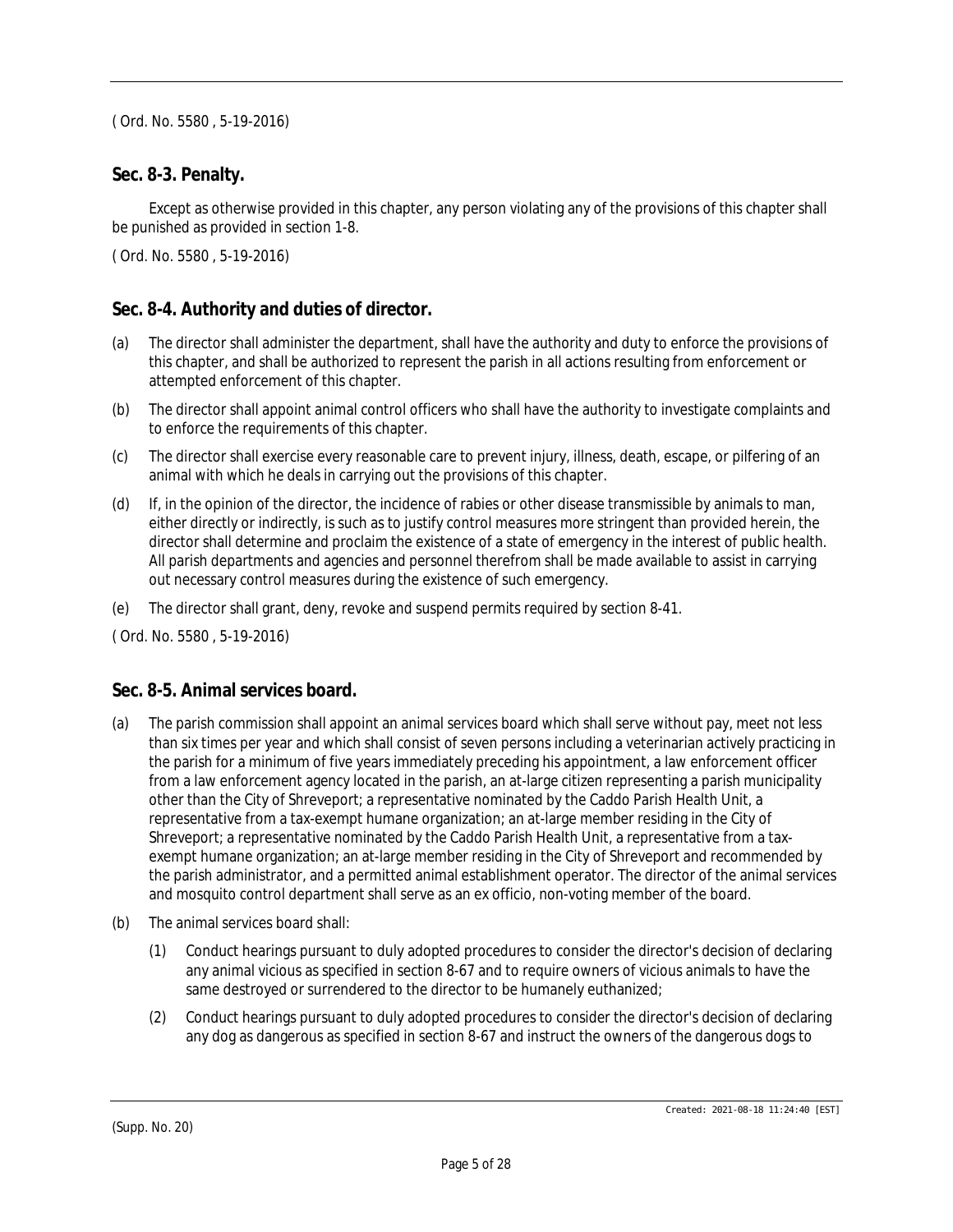( Ord. No. 5580 , 5-19-2016)

## Sec. 8-3. Penalty.

Except as otherwise provided in this chapter, any person violating any of the provisions of this chapter shall be punished as provided in section 1-8.

( Ord. No. 5580 , 5-19-2016)

## Sec. 8-4. Authority and duties of director.

(a) The director shall administer the department, shall have the authority and duty to enforce the provisions of this chapter, and shall be authorized to represent the parish in all actions resulting from enforcement or attempted enforcement of this chapter.

(b) The director shall appoint animal control officers who shall have the authority to investigate complaints and to enforce the requirements of this chapter.

(c) The director shall exercise every reasonable care to prevent injury, illness, death, escape, or pilfering of an animal with which he deals in carrying out the provisions of this chapter.

(d) If, in the opinion of the director, the incidence of rabies or other disease transmissible by animals to man, either directly or indirectly, is such as to justify control measures more stringent than provided herein, the director shall determine and proclaim the existence of a state of emergency in the interest of public health. All parish departments and agencies and personnel therefrom shall be made available to assist in carrying out necessary control measures during the existence of such emergency.

(e) The director shall grant, deny, revoke and suspend permits required by section 8-41.

( Ord. No. 5580 , 5-19-2016)

## Sec. 8-5. Animal services board.

(a) The parish commission shall appoint an animal services board which shall serve without pay, meet not less than six times per year and which shall consist of seven persons including a veterinarian actively practicing in the parish for a minimum of five years immediately preceding his appointment, a law enforcement officer from a law enforcement agency located in the parish, an at-large citizen representing a parish municipality other than the City of Shreveport; a representative nominated by the Caddo Parish Health Unit, a representative from a tax-exempt humane organization; an at-large member residing in the City of Shreveport; a representative nominated by the Caddo Parish Health Unit, a representative from a tax-exempt humane organization; an at-large member residing in the City of Shreveport and recommended by the parish administrator, and a permitted animal establishment operator. The director of the animal services and mosquito control department shall serve as an ex officio, non-voting member of the board.

(b) The animal services board shall:

(1) Conduct hearings pursuant to duly adopted procedures to consider the director's decision of declaring any animal vicious as specified in section 8-67 and to require owners of vicious animals to have the same destroyed or surrendered to the director to be humanely euthanized;

(2) Conduct hearings pursuant to duly adopted procedures to consider the director's decision of declaring any dog as dangerous as specified in section 8-67 and instruct the owners of the dangerous dogs to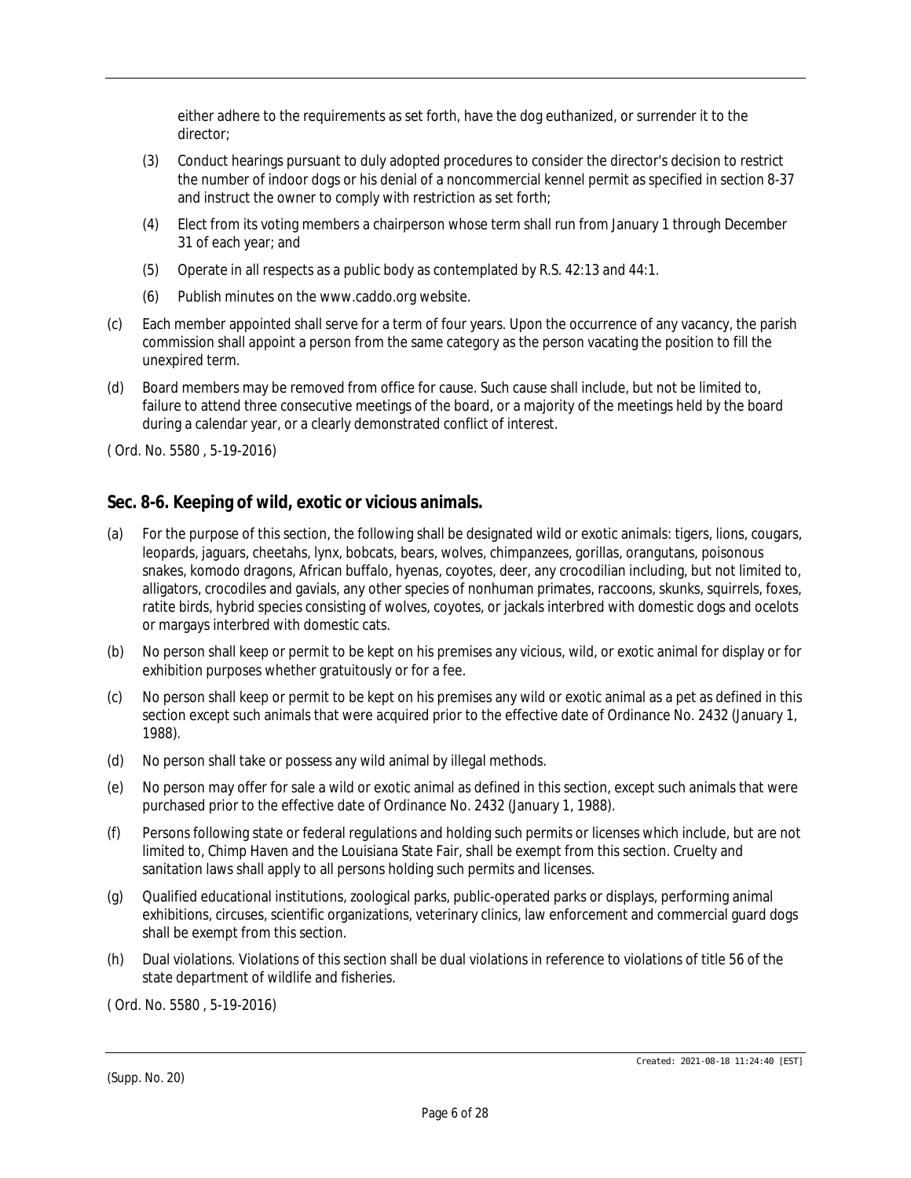either adhere to the requirements as set forth, have the dog euthanized, or surrender it to the director;

(3) Conduct hearings pursuant to duly adopted procedures to consider the director's decision to restrict the number of indoor dogs or his denial of a noncommercial kennel permit as specified in section 8-37 and instruct the owner to comply with restriction as set forth;

(4) Elect from its voting members a chairperson whose term shall run from January 1 through December 31 of each year; and

(5) Operate in all respects as a public body as contemplated by R.S. 42:13 and 44:1.

(6) Publish minutes on the www.caddo.org website.

(c) Each member appointed shall serve for a term of four years. Upon the occurrence of any vacancy, the parish commission shall appoint a person from the same category as the person vacating the position to fill the unexpired term.

(d) Board members may be removed from office for cause. Such cause shall include, but not be limited to, failure to attend three consecutive meetings of the board, or a majority of the meetings held by the board during a calendar year, or a clearly demonstrated conflict of interest.

( Ord. No. 5580 , 5-19-2016)

## Sec. 8-6. Keeping of wild, exotic or vicious animals.

(a) For the purpose of this section, the following shall be designated wild or exotic animals: tigers, lions, cougars, leopards, jaguars, cheetahs, lynx, bobcats, bears, wolves, chimpanzees, gorillas, orangutans, poisonous snakes, komodo dragons, African buffalo, hyenas, coyotes, deer, any crocodilian including, but not limited to, alligators, crocodiles and gavials, any other species of nonhuman primates, raccoons, skunks, squirrels, foxes, ratite birds, hybrid species consisting of wolves, coyotes, or jackals interbred with domestic dogs and ocelots or margays interbred with domestic cats.

(b) No person shall keep or permit to be kept on his premises any vicious, wild, or exotic animal for display or for exhibition purposes whether gratuitously or for a fee.

(c) No person shall keep or permit to be kept on his premises any wild or exotic animal as a pet as defined in this section except such animals that were acquired prior to the effective date of Ordinance No. 2432 (January 1, 1988).

(d) No person shall take or possess any wild animal by illegal methods.

(e) No person may offer for sale a wild or exotic animal as defined in this section, except such animals that were purchased prior to the effective date of Ordinance No. 2432 (January 1, 1988).

(f) Persons following state or federal regulations and holding such permits or licenses which include, but are not limited to, Chimp Haven and the Louisiana State Fair, shall be exempt from this section. Cruelty and sanitation laws shall apply to all persons holding such permits and licenses.

(g) Qualified educational institutions, zoological parks, public-operated parks or displays, performing animal exhibitions, circuses, scientific organizations, veterinary clinics, law enforcement and commercial guard dogs shall be exempt from this section.

(h) Dual violations. Violations of this section shall be dual violations in reference to violations of title 56 of the state department of wildlife and fisheries.

( Ord. No. 5580 , 5-19-2016)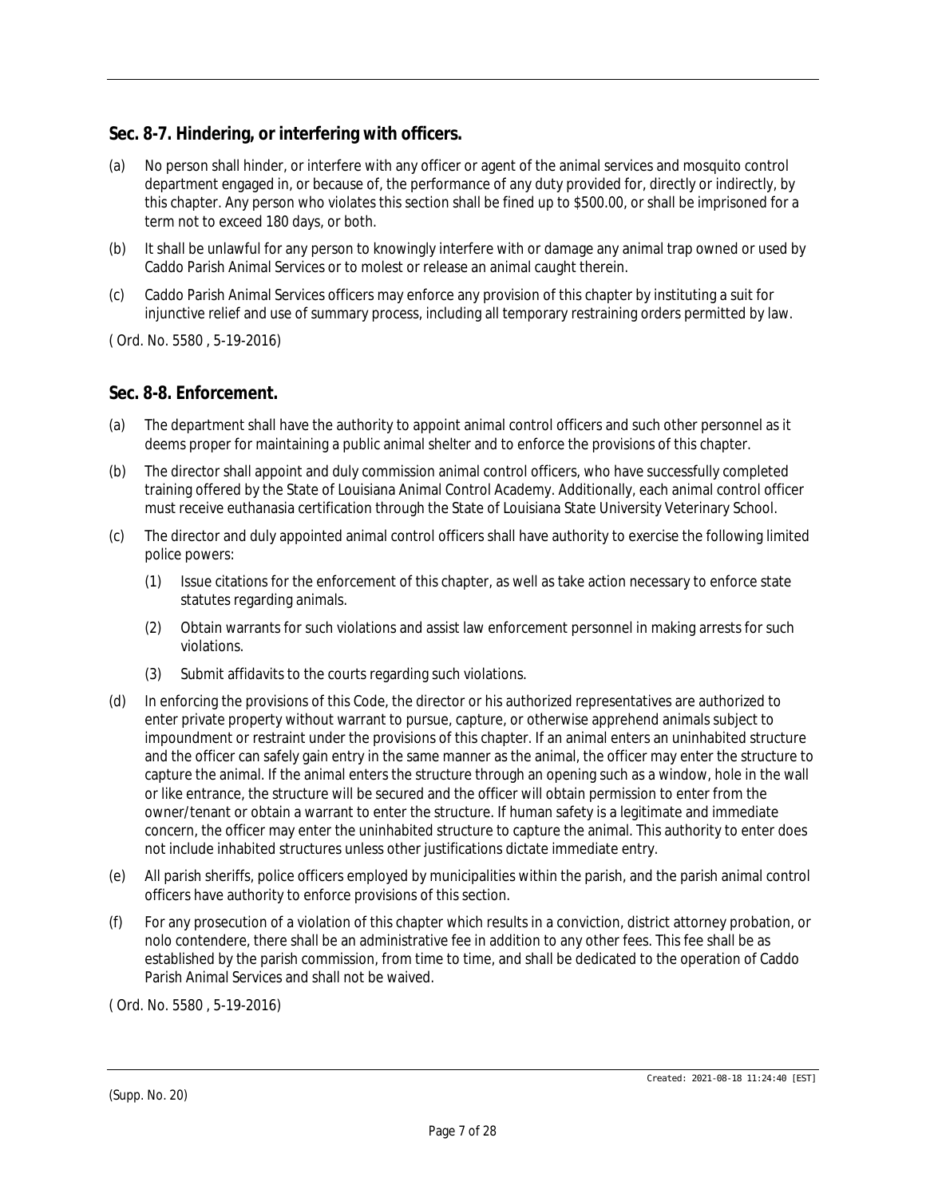## Sec. 8-7. Hindering, or interfering with officers.

(a) No person shall hinder, or interfere with any officer or agent of the animal services and mosquito control department engaged in, or because of, the performance of any duty provided for, directly or indirectly, by this chapter. Any person who violates this section shall be fined up to $500.00, or shall be imprisoned for a term not to exceed 180 days, or both.

(b) It shall be unlawful for any person to knowingly interfere with or damage any animal trap owned or used by Caddo Parish Animal Services or to molest or release an animal caught therein.

(c) Caddo Parish Animal Services officers may enforce any provision of this chapter by instituting a suit for injunctive relief and use of summary process, including all temporary restraining orders permitted by law.

( Ord. No. 5580 , 5-19-2016)

## Sec. 8-8. Enforcement.

(a) The department shall have the authority to appoint animal control officers and such other personnel as it deems proper for maintaining a public animal shelter and to enforce the provisions of this chapter.

(b) The director shall appoint and duly commission animal control officers, who have successfully completed training offered by the State of Louisiana Animal Control Academy. Additionally, each animal control officer must receive euthanasia certification through the State of Louisiana State University Veterinary School.

(c) The director and duly appointed animal control officers shall have authority to exercise the following limited police powers:

   (1) Issue citations for the enforcement of this chapter, as well as take action necessary to enforce state statutes regarding animals.

   (2) Obtain warrants for such violations and assist law enforcement personnel in making arrests for such violations.

   (3) Submit affidavits to the courts regarding such violations.

(d) In enforcing the provisions of this Code, the director or his authorized representatives are authorized to enter private property without warrant to pursue, capture, or otherwise apprehend animals subject to impoundment or restraint under the provisions of this chapter. If an animal enters an uninhabited structure and the officer can safely gain entry in the same manner as the animal, the officer may enter the structure to capture the animal. If the animal enters the structure through an opening such as a window, hole in the wall or like entrance, the structure will be secured and the officer will obtain permission to enter from the owner/tenant or obtain a warrant to enter the structure. If human safety is a legitimate and immediate concern, the officer may enter the uninhabited structure to capture the animal. This authority to enter does not include inhabited structures unless other justifications dictate immediate entry.

(e) All parish sheriffs, police officers employed by municipalities within the parish, and the parish animal control officers have authority to enforce provisions of this section.

(f) For any prosecution of a violation of this chapter which results in a conviction, district attorney probation, or nolo contendere, there shall be an administrative fee in addition to any other fees. This fee shall be as established by the parish commission, from time to time, and shall be dedicated to the operation of Caddo Parish Animal Services and shall not be waived.

( Ord. No. 5580 , 5-19-2016)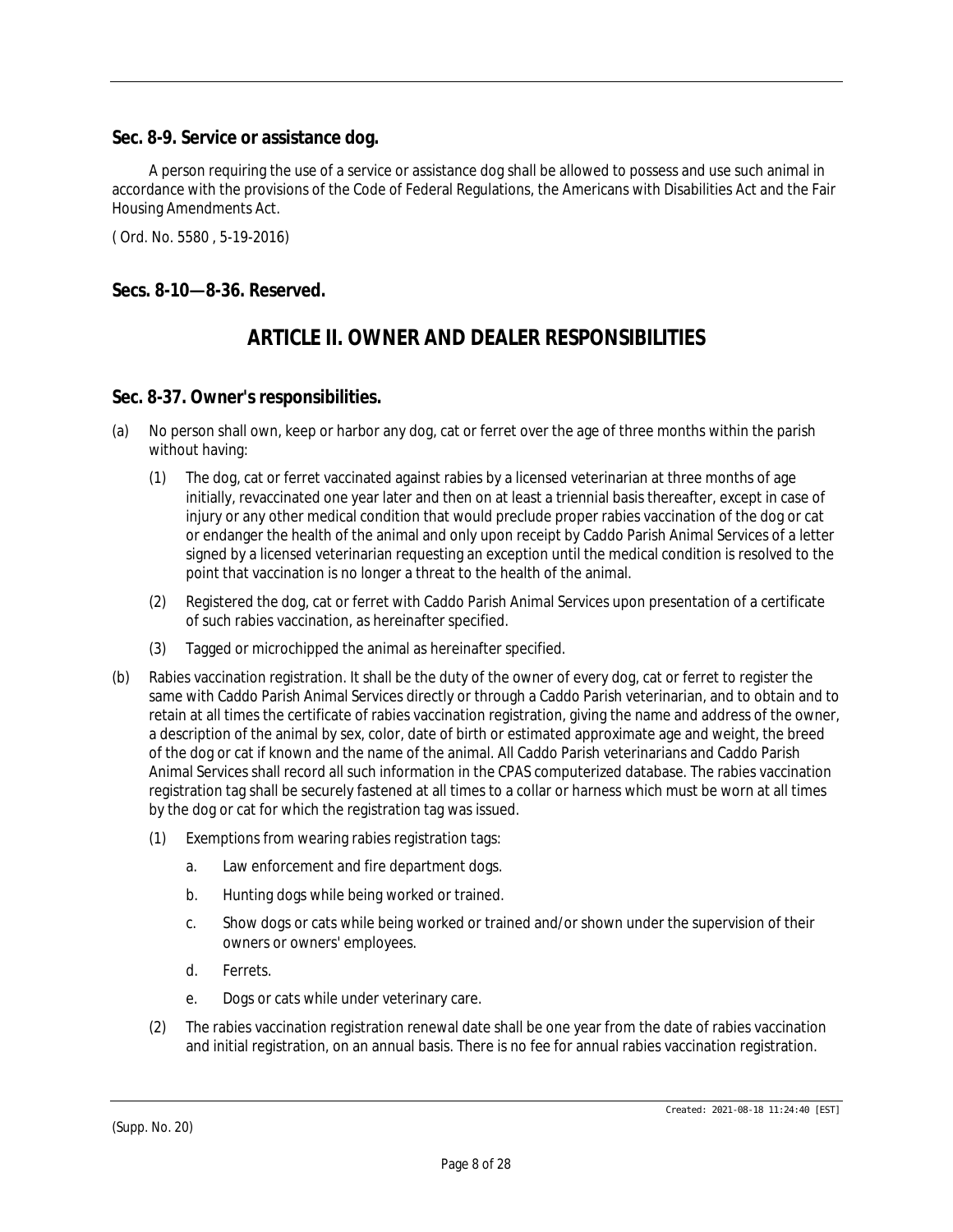## Sec. 8-9. Service or assistance dog.

A person requiring the use of a service or assistance dog shall be allowed to possess and use such animal in accordance with the provisions of the Code of Federal Regulations, the Americans with Disabilities Act and the Fair Housing Amendments Act.

( Ord. No. 5580 , 5-19-2016)

## Secs. 8-10—8-36. Reserved.

# ARTICLE II. OWNER AND DEALER RESPONSIBILITIES

## Sec. 8-37. Owner's responsibilities.

(a) No person shall own, keep or harbor any dog, cat or ferret over the age of three months within the parish without having:

   (1) The dog, cat or ferret vaccinated against rabies by a licensed veterinarian at three months of age initially, revaccinated one year later and then on at least a triennial basis thereafter, except in case of injury or any other medical condition that would preclude proper rabies vaccination of the dog or cat or endanger the health of the animal and only upon receipt by Caddo Parish Animal Services of a letter signed by a licensed veterinarian requesting an exception until the medical condition is resolved to the point that vaccination is no longer a threat to the health of the animal.

   (2) Registered the dog, cat or ferret with Caddo Parish Animal Services upon presentation of a certificate of such rabies vaccination, as hereinafter specified.

   (3) Tagged or microchipped the animal as hereinafter specified.

(b) Rabies vaccination registration. It shall be the duty of the owner of every dog, cat or ferret to register the same with Caddo Parish Animal Services directly or through a Caddo Parish veterinarian, and to obtain and to retain at all times the certificate of rabies vaccination registration, giving the name and address of the owner, a description of the animal by sex, color, date of birth or estimated approximate age and weight, the breed of the dog or cat if known and the name of the animal. All Caddo Parish veterinarians and Caddo Parish Animal Services shall record all such information in the CPAS computerized database. The rabies vaccination registration tag shall be securely fastened at all times to a collar or harness which must be worn at all times by the dog or cat for which the registration tag was issued.

   (1) Exemptions from wearing rabies registration tags:

      a. Law enforcement and fire department dogs.

      b. Hunting dogs while being worked or trained.

      c. Show dogs or cats while being worked or trained and/or shown under the supervision of their owners or owners' employees.

      d. Ferrets.

      e. Dogs or cats while under veterinary care.

   (2) The rabies vaccination registration renewal date shall be one year from the date of rabies vaccination and initial registration, on an annual basis. There is no fee for annual rabies vaccination registration.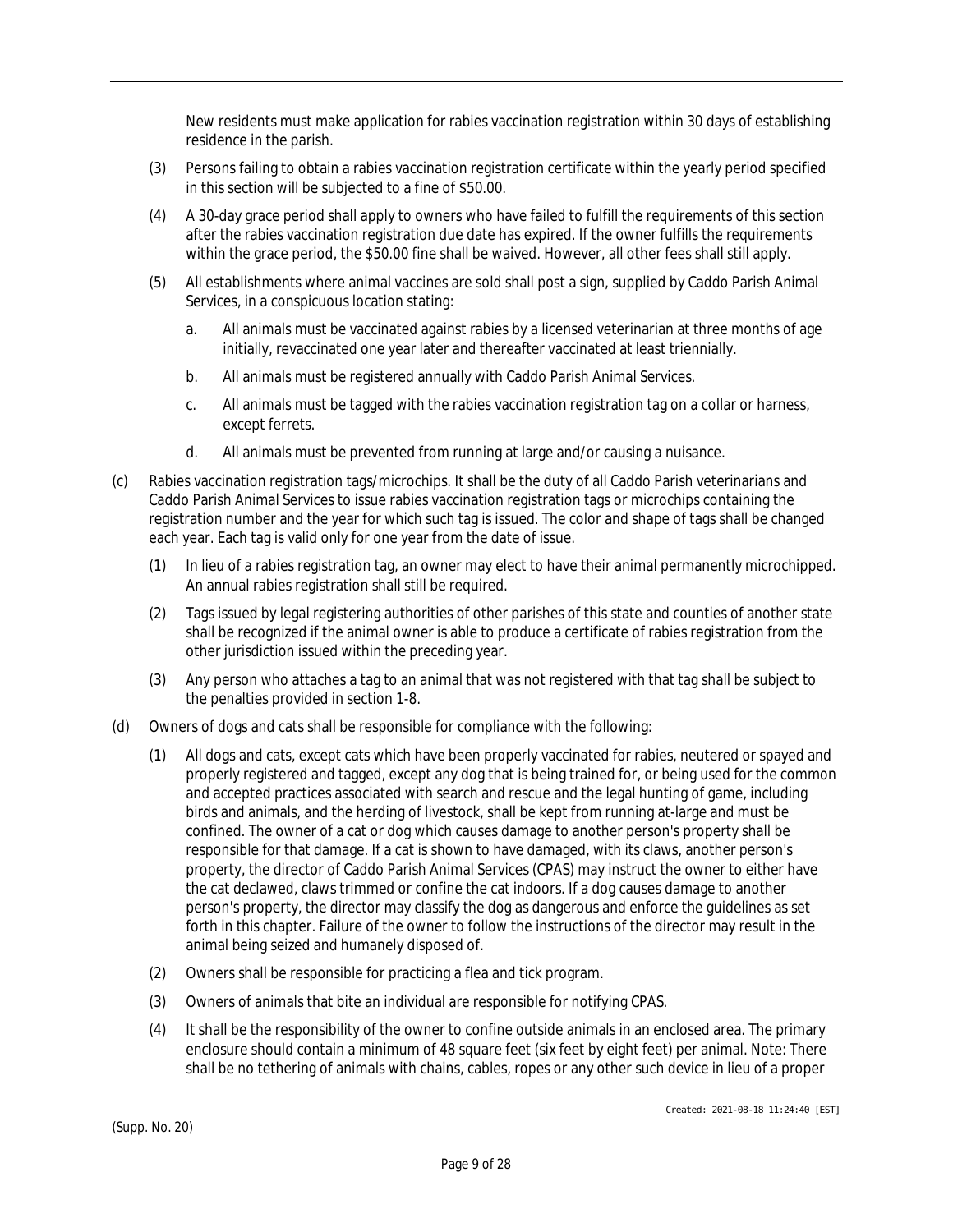New residents must make application for rabies vaccination registration within 30 days of establishing residence in the parish.

(3) Persons failing to obtain a rabies vaccination registration certificate within the yearly period specified in this section will be subjected to a fine of $50.00.

(4) A 30-day grace period shall apply to owners who have failed to fulfill the requirements of this section after the rabies vaccination registration due date has expired. If the owner fulfills the requirements within the grace period, the $50.00 fine shall be waived. However, all other fees shall still apply.

(5) All establishments where animal vaccines are sold shall post a sign, supplied by Caddo Parish Animal Services, in a conspicuous location stating:

a. All animals must be vaccinated against rabies by a licensed veterinarian at three months of age initially, revaccinated one year later and thereafter vaccinated at least triennially.

b. All animals must be registered annually with Caddo Parish Animal Services.

c. All animals must be tagged with the rabies vaccination registration tag on a collar or harness, except ferrets.

d. All animals must be prevented from running at large and/or causing a nuisance.

(c) Rabies vaccination registration tags/microchips. It shall be the duty of all Caddo Parish veterinarians and Caddo Parish Animal Services to issue rabies vaccination registration tags or microchips containing the registration number and the year for which such tag is issued. The color and shape of tags shall be changed each year. Each tag is valid only for one year from the date of issue.

(1) In lieu of a rabies registration tag, an owner may elect to have their animal permanently microchipped. An annual rabies registration shall still be required.

(2) Tags issued by legal registering authorities of other parishes of this state and counties of another state shall be recognized if the animal owner is able to produce a certificate of rabies registration from the other jurisdiction issued within the preceding year.

(3) Any person who attaches a tag to an animal that was not registered with that tag shall be subject to the penalties provided in section 1-8.

(d) Owners of dogs and cats shall be responsible for compliance with the following:

(1) All dogs and cats, except cats which have been properly vaccinated for rabies, neutered or spayed and properly registered and tagged, except any dog that is being trained for, or being used for the common and accepted practices associated with search and rescue and the legal hunting of game, including birds and animals, and the herding of livestock, shall be kept from running at-large and must be confined. The owner of a cat or dog which causes damage to another person's property shall be responsible for that damage. If a cat is shown to have damaged, with its claws, another person's property, the director of Caddo Parish Animal Services (CPAS) may instruct the owner to either have the cat declawed, claws trimmed or confine the cat indoors. If a dog causes damage to another person's property, the director may classify the dog as dangerous and enforce the guidelines as set forth in this chapter. Failure of the owner to follow the instructions of the director may result in the animal being seized and humanely disposed of.

(2) Owners shall be responsible for practicing a flea and tick program.

(3) Owners of animals that bite an individual are responsible for notifying CPAS.

(4) It shall be the responsibility of the owner to confine outside animals in an enclosed area. The primary enclosure should contain a minimum of 48 square feet (six feet by eight feet) per animal. Note: There shall be no tethering of animals with chains, cables, ropes or any other such device in lieu of a proper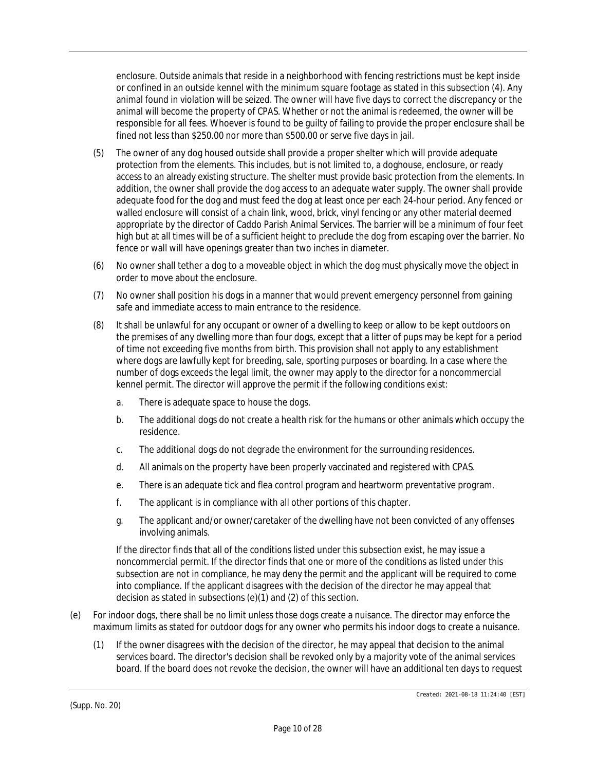enclosure. Outside animals that reside in a neighborhood with fencing restrictions must be kept inside or confined in an outside kennel with the minimum square footage as stated in this subsection (4). Any animal found in violation will be seized. The owner will have five days to correct the discrepancy or the animal will become the property of CPAS. Whether or not the animal is redeemed, the owner will be responsible for all fees. Whoever is found to be guilty of failing to provide the proper enclosure shall be fined not less than $250.00 nor more than $500.00 or serve five days in jail.

(5) The owner of any dog housed outside shall provide a proper shelter which will provide adequate protection from the elements. This includes, but is not limited to, a doghouse, enclosure, or ready access to an already existing structure. The shelter must provide basic protection from the elements. In addition, the owner shall provide the dog access to an adequate water supply. The owner shall provide adequate food for the dog and must feed the dog at least once per each 24-hour period. Any fenced or walled enclosure will consist of a chain link, wood, brick, vinyl fencing or any other material deemed appropriate by the director of Caddo Parish Animal Services. The barrier will be a minimum of four feet high but at all times will be of a sufficient height to preclude the dog from escaping over the barrier. No fence or wall will have openings greater than two inches in diameter.

(6) No owner shall tether a dog to a moveable object in which the dog must physically move the object in order to move about the enclosure.

(7) No owner shall position his dogs in a manner that would prevent emergency personnel from gaining safe and immediate access to main entrance to the residence.

(8) It shall be unlawful for any occupant or owner of a dwelling to keep or allow to be kept outdoors on the premises of any dwelling more than four dogs, except that a litter of pups may be kept for a period of time not exceeding five months from birth. This provision shall not apply to any establishment where dogs are lawfully kept for breeding, sale, sporting purposes or boarding. In a case where the number of dogs exceeds the legal limit, the owner may apply to the director for a noncommercial kennel permit. The director will approve the permit if the following conditions exist:

   a. There is adequate space to house the dogs.

   b. The additional dogs do not create a health risk for the humans or other animals which occupy the residence.

   c. The additional dogs do not degrade the environment for the surrounding residences.

   d. All animals on the property have been properly vaccinated and registered with CPAS.

   e. There is an adequate tick and flea control program and heartworm preventative program.

   f. The applicant is in compliance with all other portions of this chapter.

   g. The applicant and/or owner/caretaker of the dwelling have not been convicted of any offenses involving animals.

   If the director finds that all of the conditions listed under this subsection exist, he may issue a noncommercial permit. If the director finds that one or more of the conditions as listed under this subsection are not in compliance, he may deny the permit and the applicant will be required to come into compliance. If the applicant disagrees with the decision of the director he may appeal that decision as stated in subsections (e)(1) and (2) of this section.

(e) For indoor dogs, there shall be no limit unless those dogs create a nuisance. The director may enforce the maximum limits as stated for outdoor dogs for any owner who permits his indoor dogs to create a nuisance.

   (1) If the owner disagrees with the decision of the director, he may appeal that decision to the animal services board. The director's decision shall be revoked only by a majority vote of the animal services board. If the board does not revoke the decision, the owner will have an additional ten days to request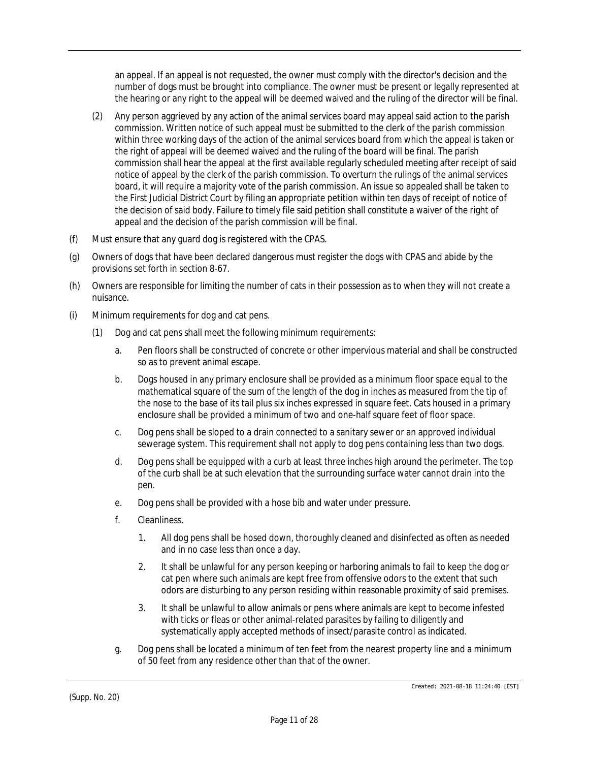an appeal. If an appeal is not requested, the owner must comply with the director's decision and the number of dogs must be brought into compliance. The owner must be present or legally represented at the hearing or any right to the appeal will be deemed waived and the ruling of the director will be final.

(2) Any person aggrieved by any action of the animal services board may appeal said action to the parish commission. Written notice of such appeal must be submitted to the clerk of the parish commission within three working days of the action of the animal services board from which the appeal is taken or the right of appeal will be deemed waived and the ruling of the board will be final. The parish commission shall hear the appeal at the first available regularly scheduled meeting after receipt of said notice of appeal by the clerk of the parish commission. To overturn the rulings of the animal services board, it will require a majority vote of the parish commission. An issue so appealed shall be taken to the First Judicial District Court by filing an appropriate petition within ten days of receipt of notice of the decision of said body. Failure to timely file said petition shall constitute a waiver of the right of appeal and the decision of the parish commission will be final.

(f) Must ensure that any guard dog is registered with the CPAS.

(g) Owners of dogs that have been declared dangerous must register the dogs with CPAS and abide by the provisions set forth in section 8-67.

(h) Owners are responsible for limiting the number of cats in their possession as to when they will not create a nuisance.

(i) Minimum requirements for dog and cat pens.

(1) Dog and cat pens shall meet the following minimum requirements:

a. Pen floors shall be constructed of concrete or other impervious material and shall be constructed so as to prevent animal escape.

b. Dogs housed in any primary enclosure shall be provided as a minimum floor space equal to the mathematical square of the sum of the length of the dog in inches as measured from the tip of the nose to the base of its tail plus six inches expressed in square feet. Cats housed in a primary enclosure shall be provided a minimum of two and one-half square feet of floor space.

c. Dog pens shall be sloped to a drain connected to a sanitary sewer or an approved individual sewerage system. This requirement shall not apply to dog pens containing less than two dogs.

d. Dog pens shall be equipped with a curb at least three inches high around the perimeter. The top of the curb shall be at such elevation that the surrounding surface water cannot drain into the pen.

e. Dog pens shall be provided with a hose bib and water under pressure.

f. Cleanliness.

1. All dog pens shall be hosed down, thoroughly cleaned and disinfected as often as needed and in no case less than once a day.

2. It shall be unlawful for any person keeping or harboring animals to fail to keep the dog or cat pen where such animals are kept free from offensive odors to the extent that such odors are disturbing to any person residing within reasonable proximity of said premises.

3. It shall be unlawful to allow animals or pens where animals are kept to become infested with ticks or fleas or other animal-related parasites by failing to diligently and systematically apply accepted methods of insect/parasite control as indicated.

g. Dog pens shall be located a minimum of ten feet from the nearest property line and a minimum of 50 feet from any residence other than that of the owner.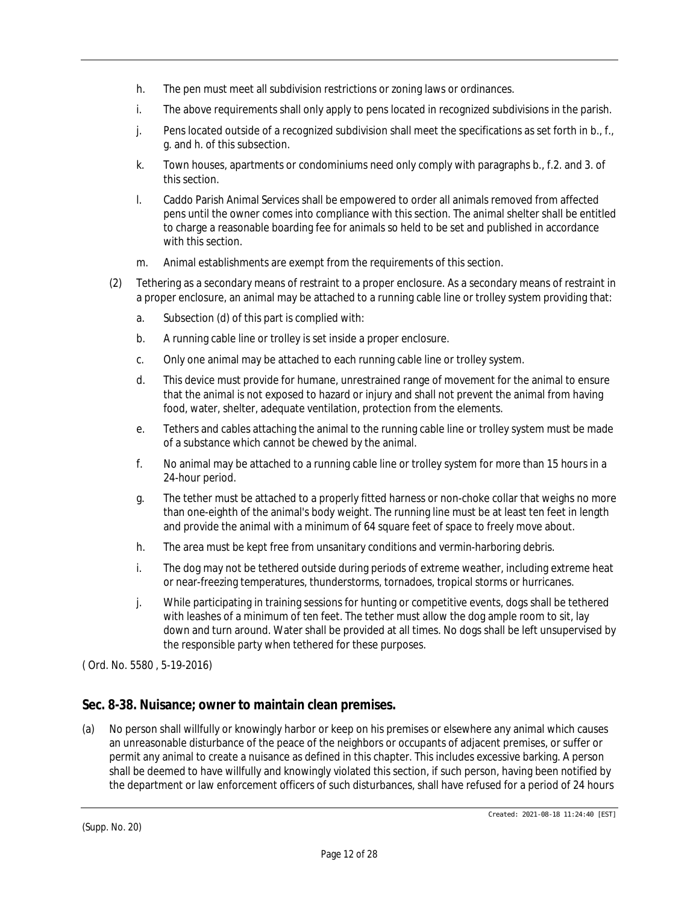h. The pen must meet all subdivision restrictions or zoning laws or ordinances.

i. The above requirements shall only apply to pens located in recognized subdivisions in the parish.

j. Pens located outside of a recognized subdivision shall meet the specifications as set forth in b., f., g. and h. of this subsection.

k. Town houses, apartments or condominiums need only comply with paragraphs b., f.2. and 3. of this section.

l. Caddo Parish Animal Services shall be empowered to order all animals removed from affected pens until the owner comes into compliance with this section. The animal shelter shall be entitled to charge a reasonable boarding fee for animals so held to be set and published in accordance with this section.

m. Animal establishments are exempt from the requirements of this section.

(2) Tethering as a secondary means of restraint to a proper enclosure. As a secondary means of restraint in a proper enclosure, an animal may be attached to a running cable line or trolley system providing that:

a. Subsection (d) of this part is complied with:

b. A running cable line or trolley is set inside a proper enclosure.

c. Only one animal may be attached to each running cable line or trolley system.

d. This device must provide for humane, unrestrained range of movement for the animal to ensure that the animal is not exposed to hazard or injury and shall not prevent the animal from having food, water, shelter, adequate ventilation, protection from the elements.

e. Tethers and cables attaching the animal to the running cable line or trolley system must be made of a substance which cannot be chewed by the animal.

f. No animal may be attached to a running cable line or trolley system for more than 15 hours in a 24-hour period.

g. The tether must be attached to a properly fitted harness or non-choke collar that weighs no more than one-eighth of the animal's body weight. The running line must be at least ten feet in length and provide the animal with a minimum of 64 square feet of space to freely move about.

h. The area must be kept free from unsanitary conditions and vermin-harboring debris.

i. The dog may not be tethered outside during periods of extreme weather, including extreme heat or near-freezing temperatures, thunderstorms, tornadoes, tropical storms or hurricanes.

j. While participating in training sessions for hunting or competitive events, dogs shall be tethered with leashes of a minimum of ten feet. The tether must allow the dog ample room to sit, lay down and turn around. Water shall be provided at all times. No dogs shall be left unsupervised by the responsible party when tethered for these purposes.

( Ord. No. 5580 , 5-19-2016)

## Sec. 8-38. Nuisance; owner to maintain clean premises.

(a) No person shall willfully or knowingly harbor or keep on his premises or elsewhere any animal which causes an unreasonable disturbance of the peace of the neighbors or occupants of adjacent premises, or suffer or permit any animal to create a nuisance as defined in this chapter. This includes excessive barking. A person shall be deemed to have willfully and knowingly violated this section, if such person, having been notified by the department or law enforcement officers of such disturbances, shall have refused for a period of 24 hours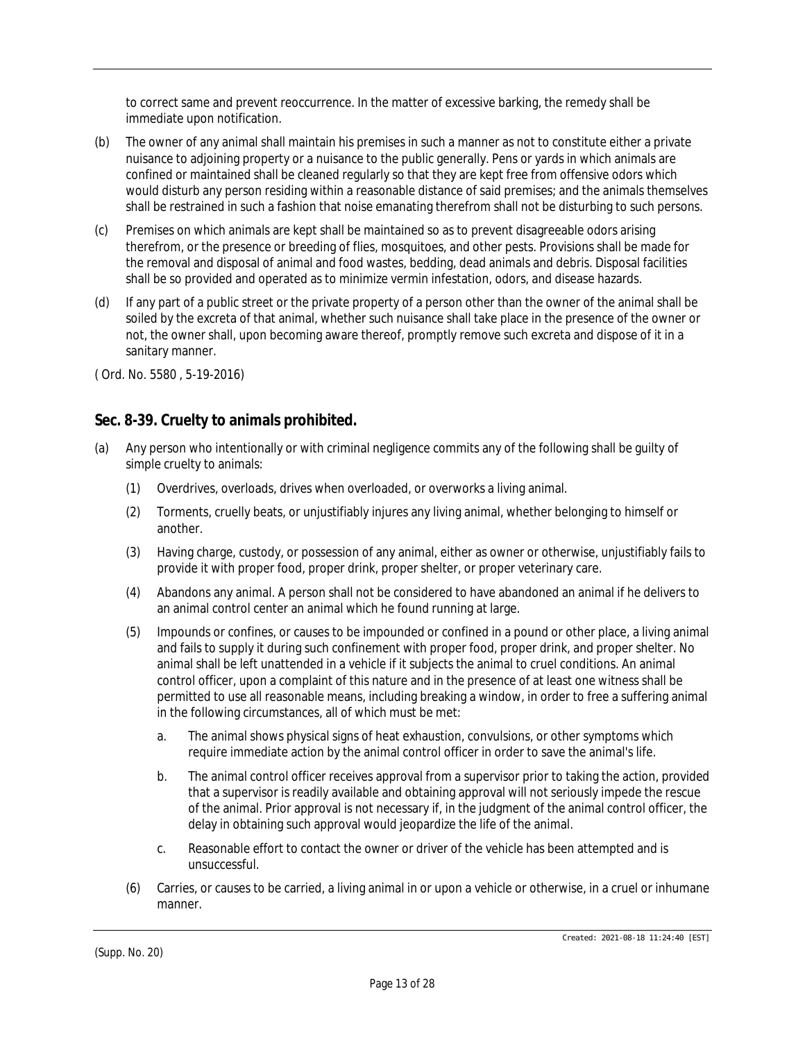to correct same and prevent reoccurrence. In the matter of excessive barking, the remedy shall be immediate upon notification.

(b) The owner of any animal shall maintain his premises in such a manner as not to constitute either a private nuisance to adjoining property or a nuisance to the public generally. Pens or yards in which animals are confined or maintained shall be cleaned regularly so that they are kept free from offensive odors which would disturb any person residing within a reasonable distance of said premises; and the animals themselves shall be restrained in such a fashion that noise emanating therefrom shall not be disturbing to such persons.

(c) Premises on which animals are kept shall be maintained so as to prevent disagreeable odors arising therefrom, or the presence or breeding of flies, mosquitoes, and other pests. Provisions shall be made for the removal and disposal of animal and food wastes, bedding, dead animals and debris. Disposal facilities shall be so provided and operated as to minimize vermin infestation, odors, and disease hazards.

(d) If any part of a public street or the private property of a person other than the owner of the animal shall be soiled by the excreta of that animal, whether such nuisance shall take place in the presence of the owner or not, the owner shall, upon becoming aware thereof, promptly remove such excreta and dispose of it in a sanitary manner.

( Ord. No. 5580 , 5-19-2016)

## Sec. 8-39. Cruelty to animals prohibited.

(a) Any person who intentionally or with criminal negligence commits any of the following shall be guilty of simple cruelty to animals:

   (1) Overdrives, overloads, drives when overloaded, or overworks a living animal.

   (2) Torments, cruelly beats, or unjustifiably injures any living animal, whether belonging to himself or another.

   (3) Having charge, custody, or possession of any animal, either as owner or otherwise, unjustifiably fails to provide it with proper food, proper drink, proper shelter, or proper veterinary care.

   (4) Abandons any animal. A person shall not be considered to have abandoned an animal if he delivers to an animal control center an animal which he found running at large.

   (5) Impounds or confines, or causes to be impounded or confined in a pound or other place, a living animal and fails to supply it during such confinement with proper food, proper drink, and proper shelter. No animal shall be left unattended in a vehicle if it subjects the animal to cruel conditions. An animal control officer, upon a complaint of this nature and in the presence of at least one witness shall be permitted to use all reasonable means, including breaking a window, in order to free a suffering animal in the following circumstances, all of which must be met:

      a. The animal shows physical signs of heat exhaustion, convulsions, or other symptoms which require immediate action by the animal control officer in order to save the animal's life.

      b. The animal control officer receives approval from a supervisor prior to taking the action, provided that a supervisor is readily available and obtaining approval will not seriously impede the rescue of the animal. Prior approval is not necessary if, in the judgment of the animal control officer, the delay in obtaining such approval would jeopardize the life of the animal.

      c. Reasonable effort to contact the owner or driver of the vehicle has been attempted and is unsuccessful.

   (6) Carries, or causes to be carried, a living animal in or upon a vehicle or otherwise, in a cruel or inhumane manner.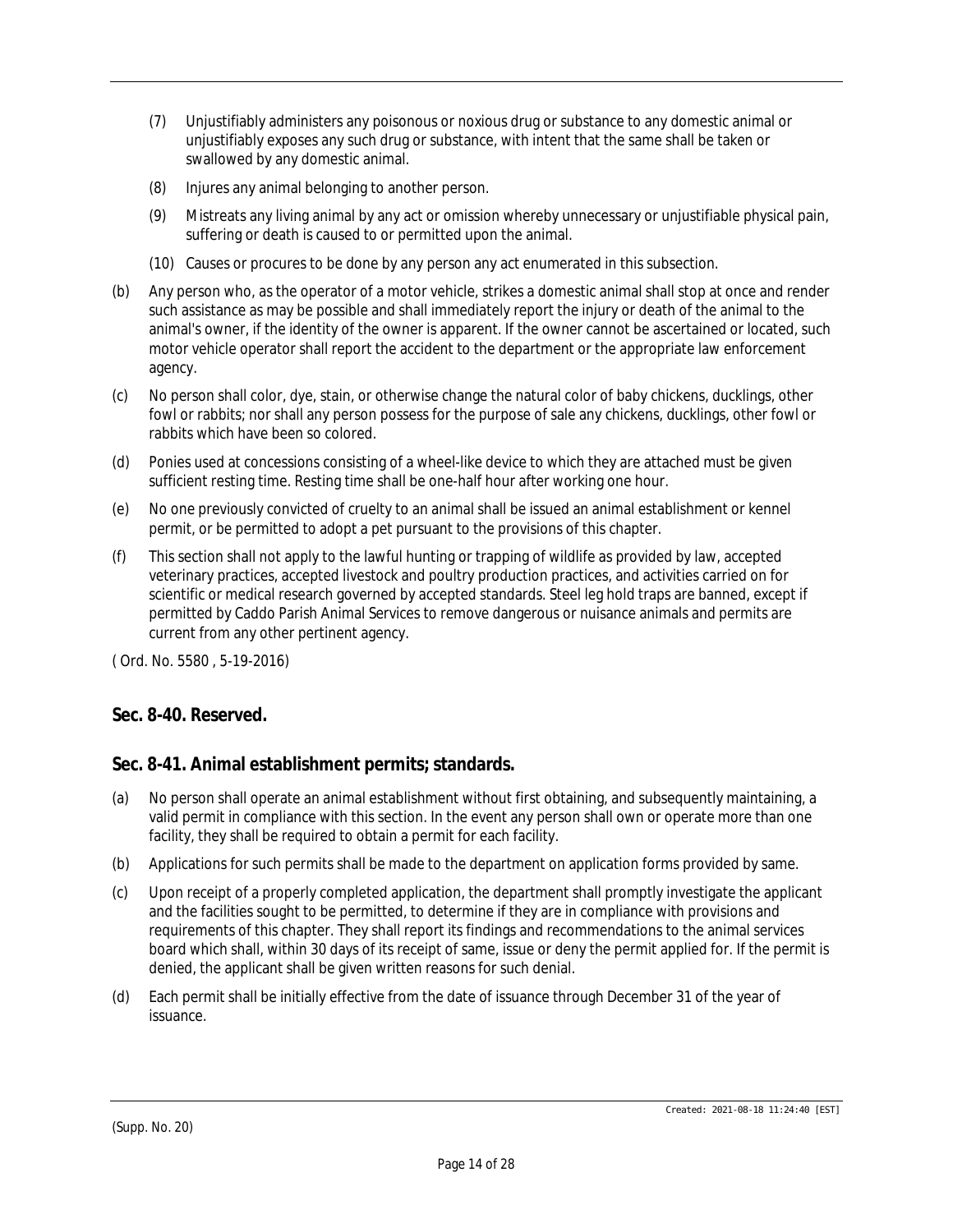(7) Unjustifiably administers any poisonous or noxious drug or substance to any domestic animal or unjustifiably exposes any such drug or substance, with intent that the same shall be taken or swallowed by any domestic animal.

(8) Injures any animal belonging to another person.

(9) Mistreats any living animal by any act or omission whereby unnecessary or unjustifiable physical pain, suffering or death is caused to or permitted upon the animal.

(10) Causes or procures to be done by any person any act enumerated in this subsection.

(b) Any person who, as the operator of a motor vehicle, strikes a domestic animal shall stop at once and render such assistance as may be possible and shall immediately report the injury or death of the animal to the animal's owner, if the identity of the owner is apparent. If the owner cannot be ascertained or located, such motor vehicle operator shall report the accident to the department or the appropriate law enforcement agency.

(c) No person shall color, dye, stain, or otherwise change the natural color of baby chickens, ducklings, other fowl or rabbits; nor shall any person possess for the purpose of sale any chickens, ducklings, other fowl or rabbits which have been so colored.

(d) Ponies used at concessions consisting of a wheel-like device to which they are attached must be given sufficient resting time. Resting time shall be one-half hour after working one hour.

(e) No one previously convicted of cruelty to an animal shall be issued an animal establishment or kennel permit, or be permitted to adopt a pet pursuant to the provisions of this chapter.

(f) This section shall not apply to the lawful hunting or trapping of wildlife as provided by law, accepted veterinary practices, accepted livestock and poultry production practices, and activities carried on for scientific or medical research governed by accepted standards. Steel leg hold traps are banned, except if permitted by Caddo Parish Animal Services to remove dangerous or nuisance animals and permits are current from any other pertinent agency.

( Ord. No. 5580 , 5-19-2016)

## Sec. 8-40. Reserved.

## Sec. 8-41. Animal establishment permits; standards.

(a) No person shall operate an animal establishment without first obtaining, and subsequently maintaining, a valid permit in compliance with this section. In the event any person shall own or operate more than one facility, they shall be required to obtain a permit for each facility.

(b) Applications for such permits shall be made to the department on application forms provided by same.

(c) Upon receipt of a properly completed application, the department shall promptly investigate the applicant and the facilities sought to be permitted, to determine if they are in compliance with provisions and requirements of this chapter. They shall report its findings and recommendations to the animal services board which shall, within 30 days of its receipt of same, issue or deny the permit applied for. If the permit is denied, the applicant shall be given written reasons for such denial.

(d) Each permit shall be initially effective from the date of issuance through December 31 of the year of issuance.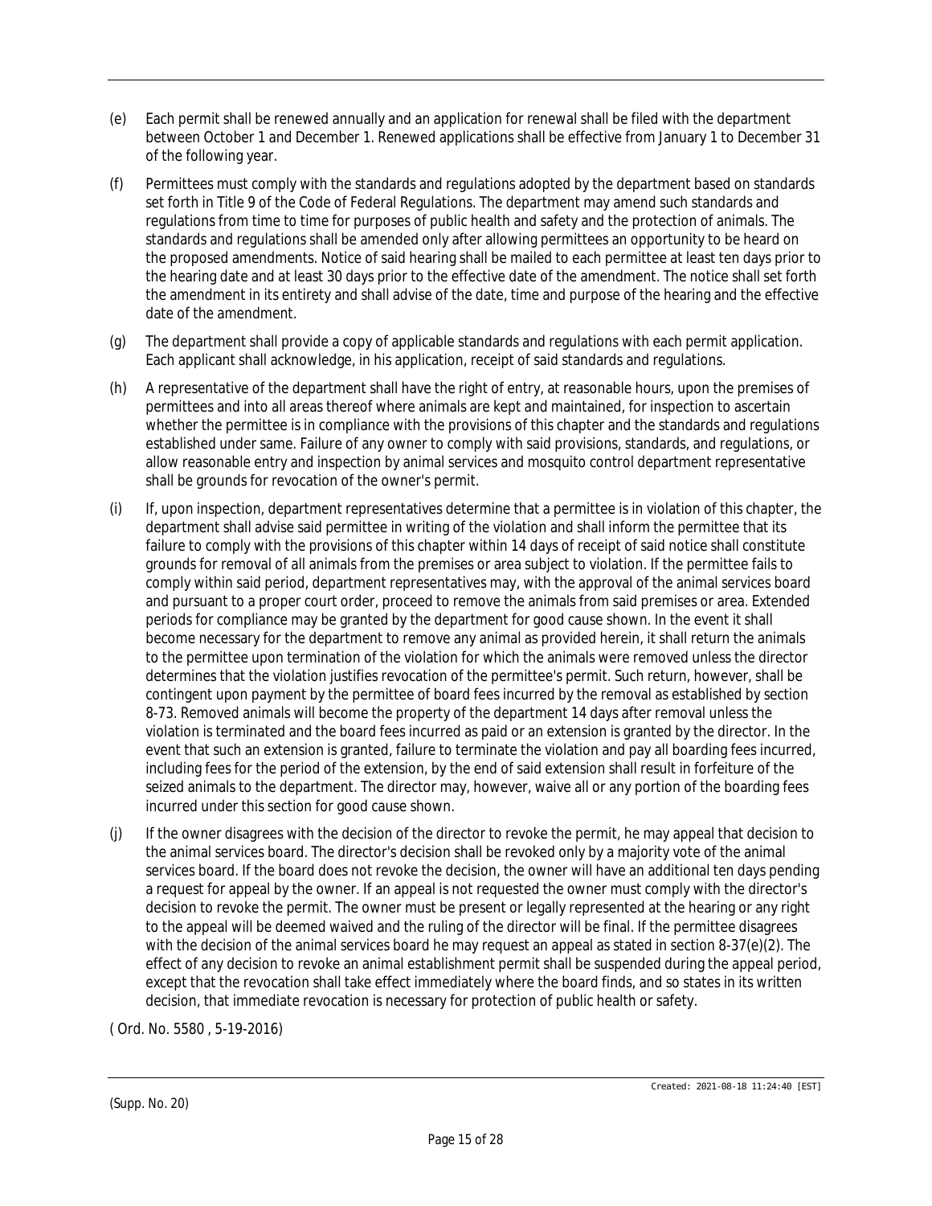(e) Each permit shall be renewed annually and an application for renewal shall be filed with the department between October 1 and December 1. Renewed applications shall be effective from January 1 to December 31 of the following year.

(f) Permittees must comply with the standards and regulations adopted by the department based on standards set forth in Title 9 of the Code of Federal Regulations. The department may amend such standards and regulations from time to time for purposes of public health and safety and the protection of animals. The standards and regulations shall be amended only after allowing permittees an opportunity to be heard on the proposed amendments. Notice of said hearing shall be mailed to each permittee at least ten days prior to the hearing date and at least 30 days prior to the effective date of the amendment. The notice shall set forth the amendment in its entirety and shall advise of the date, time and purpose of the hearing and the effective date of the amendment.

(g) The department shall provide a copy of applicable standards and regulations with each permit application. Each applicant shall acknowledge, in his application, receipt of said standards and regulations.

(h) A representative of the department shall have the right of entry, at reasonable hours, upon the premises of permittees and into all areas thereof where animals are kept and maintained, for inspection to ascertain whether the permittee is in compliance with the provisions of this chapter and the standards and regulations established under same. Failure of any owner to comply with said provisions, standards, and regulations, or allow reasonable entry and inspection by animal services and mosquito control department representative shall be grounds for revocation of the owner's permit.

(i) If, upon inspection, department representatives determine that a permittee is in violation of this chapter, the department shall advise said permittee in writing of the violation and shall inform the permittee that its failure to comply with the provisions of this chapter within 14 days of receipt of said notice shall constitute grounds for removal of all animals from the premises or area subject to violation. If the permittee fails to comply within said period, department representatives may, with the approval of the animal services board and pursuant to a proper court order, proceed to remove the animals from said premises or area. Extended periods for compliance may be granted by the department for good cause shown. In the event it shall become necessary for the department to remove any animal as provided herein, it shall return the animals to the permittee upon termination of the violation for which the animals were removed unless the director determines that the violation justifies revocation of the permittee's permit. Such return, however, shall be contingent upon payment by the permittee of board fees incurred by the removal as established by section 8-73. Removed animals will become the property of the department 14 days after removal unless the violation is terminated and the board fees incurred as paid or an extension is granted by the director. In the event that such an extension is granted, failure to terminate the violation and pay all boarding fees incurred, including fees for the period of the extension, by the end of said extension shall result in forfeiture of the seized animals to the department. The director may, however, waive all or any portion of the boarding fees incurred under this section for good cause shown.

(j) If the owner disagrees with the decision of the director to revoke the permit, he may appeal that decision to the animal services board. The director's decision shall be revoked only by a majority vote of the animal services board. If the board does not revoke the decision, the owner will have an additional ten days pending a request for appeal by the owner. If an appeal is not requested the owner must comply with the director's decision to revoke the permit. The owner must be present or legally represented at the hearing or any right to the appeal will be deemed waived and the ruling of the director will be final. If the permittee disagrees with the decision of the animal services board he may request an appeal as stated in section 8-37(e)(2). The effect of any decision to revoke an animal establishment permit shall be suspended during the appeal period, except that the revocation shall take effect immediately where the board finds, and so states in its written decision, that immediate revocation is necessary for protection of public health or safety.

( Ord. No. 5580 , 5-19-2016)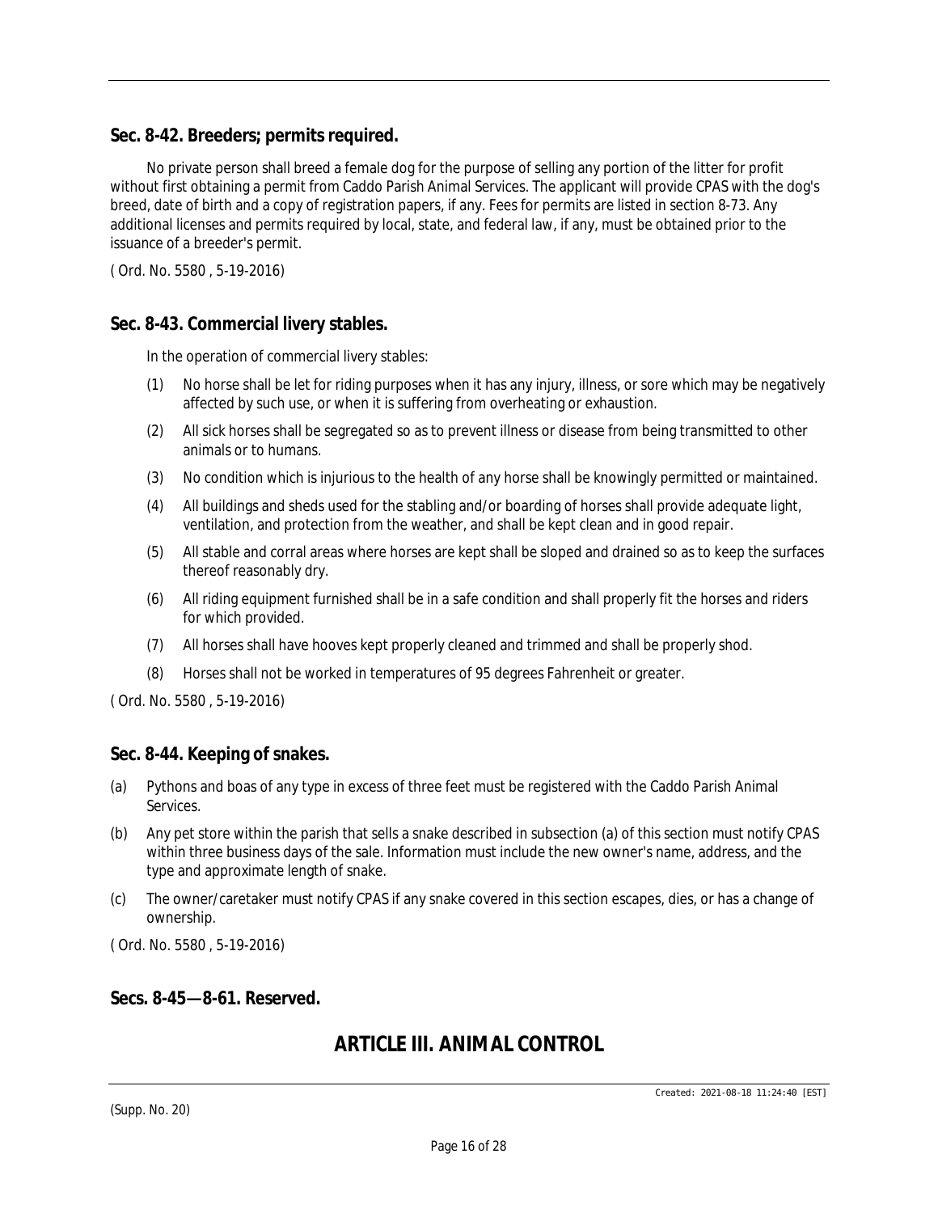### Sec. 8-42. Breeders; permits required.

No private person shall breed a female dog for the purpose of selling any portion of the litter for profit without first obtaining a permit from Caddo Parish Animal Services. The applicant will provide CPAS with the dog's breed, date of birth and a copy of registration papers, if any. Fees for permits are listed in section 8-73. Any additional licenses and permits required by local, state, and federal law, if any, must be obtained prior to the issuance of a breeder's permit.

( Ord. No. 5580 , 5-19-2016)

### Sec. 8-43. Commercial livery stables.

In the operation of commercial livery stables:

(1) No horse shall be let for riding purposes when it has any injury, illness, or sore which may be negatively affected by such use, or when it is suffering from overheating or exhaustion.

(2) All sick horses shall be segregated so as to prevent illness or disease from being transmitted to other animals or to humans.

(3) No condition which is injurious to the health of any horse shall be knowingly permitted or maintained.

(4) All buildings and sheds used for the stabling and/or boarding of horses shall provide adequate light, ventilation, and protection from the weather, and shall be kept clean and in good repair.

(5) All stable and corral areas where horses are kept shall be sloped and drained so as to keep the surfaces thereof reasonably dry.

(6) All riding equipment furnished shall be in a safe condition and shall properly fit the horses and riders for which provided.

(7) All horses shall have hooves kept properly cleaned and trimmed and shall be properly shod.

(8) Horses shall not be worked in temperatures of 95 degrees Fahrenheit or greater.

( Ord. No. 5580 , 5-19-2016)

### Sec. 8-44. Keeping of snakes.

(a) Pythons and boas of any type in excess of three feet must be registered with the Caddo Parish Animal Services.

(b) Any pet store within the parish that sells a snake described in subsection (a) of this section must notify CPAS within three business days of the sale. Information must include the new owner's name, address, and the type and approximate length of snake.

(c) The owner/caretaker must notify CPAS if any snake covered in this section escapes, dies, or has a change of ownership.

( Ord. No. 5580 , 5-19-2016)

### Secs. 8-45—8-61. Reserved.

## ARTICLE III. ANIMAL CONTROL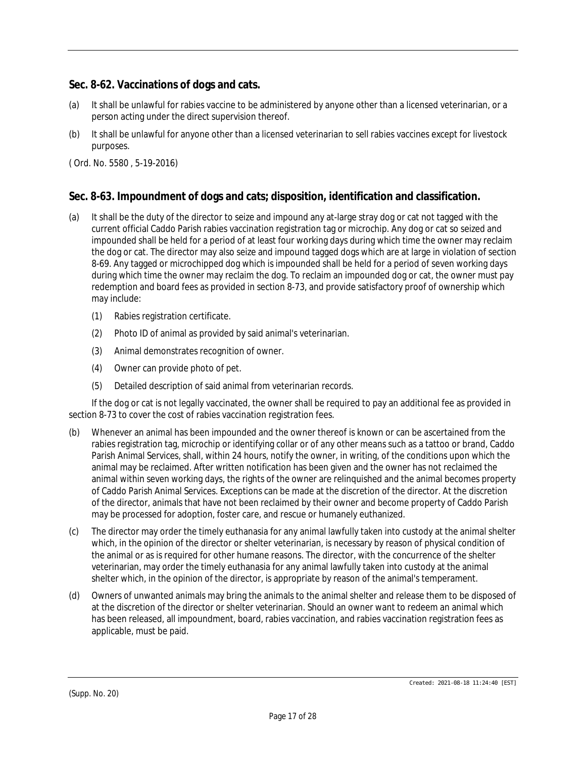## Sec. 8-62. Vaccinations of dogs and cats.

(a) It shall be unlawful for rabies vaccine to be administered by anyone other than a licensed veterinarian, or a person acting under the direct supervision thereof.

(b) It shall be unlawful for anyone other than a licensed veterinarian to sell rabies vaccines except for livestock purposes.

( Ord. No. 5580 , 5-19-2016)

## Sec. 8-63. Impoundment of dogs and cats; disposition, identification and classification.

(a) It shall be the duty of the director to seize and impound any at-large stray dog or cat not tagged with the current official Caddo Parish rabies vaccination registration tag or microchip. Any dog or cat so seized and impounded shall be held for a period of at least four working days during which time the owner may reclaim the dog or cat. The director may also seize and impound tagged dogs which are at large in violation of section 8-69. Any tagged or microchipped dog which is impounded shall be held for a period of seven working days during which time the owner may reclaim the dog. To reclaim an impounded dog or cat, the owner must pay redemption and board fees as provided in section 8-73, and provide satisfactory proof of ownership which may include:

   (1) Rabies registration certificate.

   (2) Photo ID of animal as provided by said animal's veterinarian.

   (3) Animal demonstrates recognition of owner.

   (4) Owner can provide photo of pet.

   (5) Detailed description of said animal from veterinarian records.

   If the dog or cat is not legally vaccinated, the owner shall be required to pay an additional fee as provided in section 8-73 to cover the cost of rabies vaccination registration fees.

(b) Whenever an animal has been impounded and the owner thereof is known or can be ascertained from the rabies registration tag, microchip or identifying collar or of any other means such as a tattoo or brand, Caddo Parish Animal Services, shall, within 24 hours, notify the owner, in writing, of the conditions upon which the animal may be reclaimed. After written notification has been given and the owner has not reclaimed the animal within seven working days, the rights of the owner are relinquished and the animal becomes property of Caddo Parish Animal Services. Exceptions can be made at the discretion of the director. At the discretion of the director, animals that have not been reclaimed by their owner and become property of Caddo Parish may be processed for adoption, foster care, and rescue or humanely euthanized.

(c) The director may order the timely euthanasia for any animal lawfully taken into custody at the animal shelter which, in the opinion of the director or shelter veterinarian, is necessary by reason of physical condition of the animal or as is required for other humane reasons. The director, with the concurrence of the shelter veterinarian, may order the timely euthanasia for any animal lawfully taken into custody at the animal shelter which, in the opinion of the director, is appropriate by reason of the animal's temperament.

(d) Owners of unwanted animals may bring the animals to the animal shelter and release them to be disposed of at the discretion of the director or shelter veterinarian. Should an owner want to redeem an animal which has been released, all impoundment, board, rabies vaccination, and rabies vaccination registration fees as applicable, must be paid.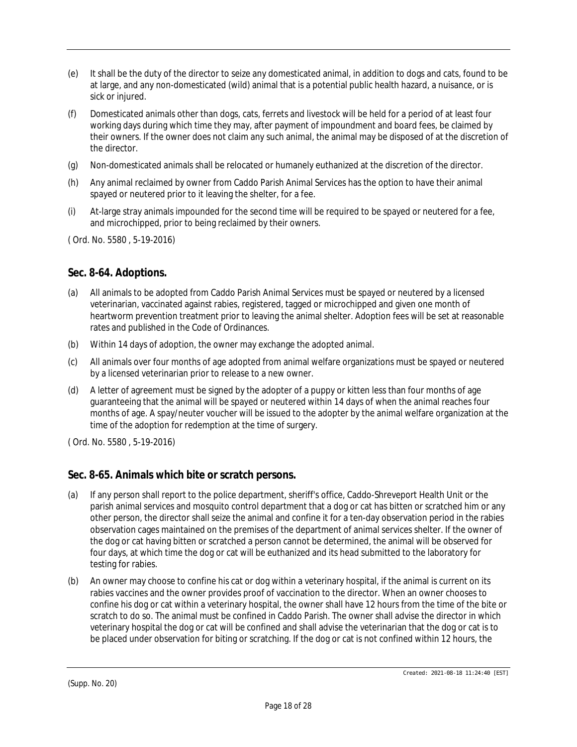(e) It shall be the duty of the director to seize any domesticated animal, in addition to dogs and cats, found to be at large, and any non-domesticated (wild) animal that is a potential public health hazard, a nuisance, or is sick or injured.

(f) Domesticated animals other than dogs, cats, ferrets and livestock will be held for a period of at least four working days during which time they may, after payment of impoundment and board fees, be claimed by their owners. If the owner does not claim any such animal, the animal may be disposed of at the discretion of the director.

(g) Non-domesticated animals shall be relocated or humanely euthanized at the discretion of the director.

(h) Any animal reclaimed by owner from Caddo Parish Animal Services has the option to have their animal spayed or neutered prior to it leaving the shelter, for a fee.

(i) At-large stray animals impounded for the second time will be required to be spayed or neutered for a fee, and microchipped, prior to being reclaimed by their owners.

( Ord. No. 5580 , 5-19-2016)

## Sec. 8-64. Adoptions.

(a) All animals to be adopted from Caddo Parish Animal Services must be spayed or neutered by a licensed veterinarian, vaccinated against rabies, registered, tagged or microchipped and given one month of heartworm prevention treatment prior to leaving the animal shelter. Adoption fees will be set at reasonable rates and published in the Code of Ordinances.

(b) Within 14 days of adoption, the owner may exchange the adopted animal.

(c) All animals over four months of age adopted from animal welfare organizations must be spayed or neutered by a licensed veterinarian prior to release to a new owner.

(d) A letter of agreement must be signed by the adopter of a puppy or kitten less than four months of age guaranteeing that the animal will be spayed or neutered within 14 days of when the animal reaches four months of age. A spay/neuter voucher will be issued to the adopter by the animal welfare organization at the time of the adoption for redemption at the time of surgery.

( Ord. No. 5580 , 5-19-2016)

## Sec. 8-65. Animals which bite or scratch persons.

(a) If any person shall report to the police department, sheriff's office, Caddo-Shreveport Health Unit or the parish animal services and mosquito control department that a dog or cat has bitten or scratched him or any other person, the director shall seize the animal and confine it for a ten-day observation period in the rabies observation cages maintained on the premises of the department of animal services shelter. If the owner of the dog or cat having bitten or scratched a person cannot be determined, the animal will be observed for four days, at which time the dog or cat will be euthanized and its head submitted to the laboratory for testing for rabies.

(b) An owner may choose to confine his cat or dog within a veterinary hospital, if the animal is current on its rabies vaccines and the owner provides proof of vaccination to the director. When an owner chooses to confine his dog or cat within a veterinary hospital, the owner shall have 12 hours from the time of the bite or scratch to do so. The animal must be confined in Caddo Parish. The owner shall advise the director in which veterinary hospital the dog or cat will be confined and shall advise the veterinarian that the dog or cat is to be placed under observation for biting or scratching. If the dog or cat is not confined within 12 hours, the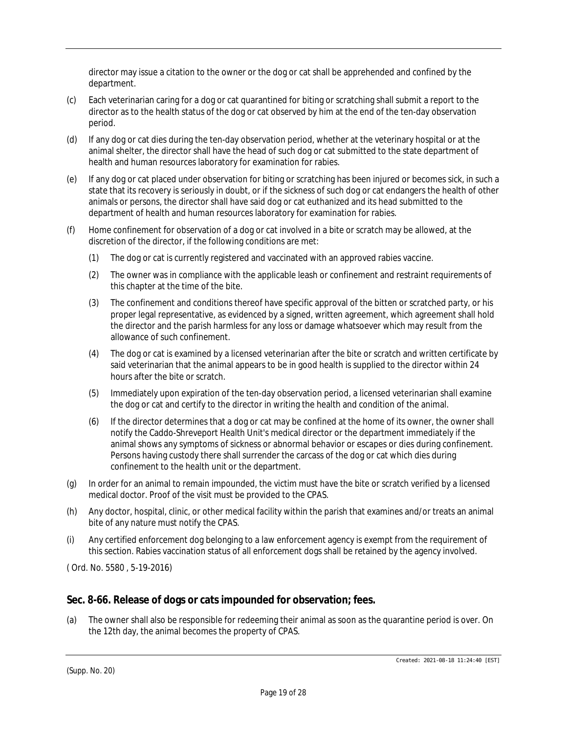director may issue a citation to the owner or the dog or cat shall be apprehended and confined by the department.

(c) Each veterinarian caring for a dog or cat quarantined for biting or scratching shall submit a report to the director as to the health status of the dog or cat observed by him at the end of the ten-day observation period.

(d) If any dog or cat dies during the ten-day observation period, whether at the veterinary hospital or at the animal shelter, the director shall have the head of such dog or cat submitted to the state department of health and human resources laboratory for examination for rabies.

(e) If any dog or cat placed under observation for biting or scratching has been injured or becomes sick, in such a state that its recovery is seriously in doubt, or if the sickness of such dog or cat endangers the health of other animals or persons, the director shall have said dog or cat euthanized and its head submitted to the department of health and human resources laboratory for examination for rabies.

(f) Home confinement for observation of a dog or cat involved in a bite or scratch may be allowed, at the discretion of the director, if the following conditions are met:

   (1) The dog or cat is currently registered and vaccinated with an approved rabies vaccine.

   (2) The owner was in compliance with the applicable leash or confinement and restraint requirements of this chapter at the time of the bite.

   (3) The confinement and conditions thereof have specific approval of the bitten or scratched party, or his proper legal representative, as evidenced by a signed, written agreement, which agreement shall hold the director and the parish harmless for any loss or damage whatsoever which may result from the allowance of such confinement.

   (4) The dog or cat is examined by a licensed veterinarian after the bite or scratch and written certificate by said veterinarian that the animal appears to be in good health is supplied to the director within 24 hours after the bite or scratch.

   (5) Immediately upon expiration of the ten-day observation period, a licensed veterinarian shall examine the dog or cat and certify to the director in writing the health and condition of the animal.

   (6) If the director determines that a dog or cat may be confined at the home of its owner, the owner shall notify the Caddo-Shreveport Health Unit's medical director or the department immediately if the animal shows any symptoms of sickness or abnormal behavior or escapes or dies during confinement. Persons having custody there shall surrender the carcass of the dog or cat which dies during confinement to the health unit or the department.

(g) In order for an animal to remain impounded, the victim must have the bite or scratch verified by a licensed medical doctor. Proof of the visit must be provided to the CPAS.

(h) Any doctor, hospital, clinic, or other medical facility within the parish that examines and/or treats an animal bite of any nature must notify the CPAS.

(i) Any certified enforcement dog belonging to a law enforcement agency is exempt from the requirement of this section. Rabies vaccination status of all enforcement dogs shall be retained by the agency involved.

( Ord. No. 5580 , 5-19-2016)

## Sec. 8-66. Release of dogs or cats impounded for observation; fees.

(a) The owner shall also be responsible for redeeming their animal as soon as the quarantine period is over. On the 12th day, the animal becomes the property of CPAS.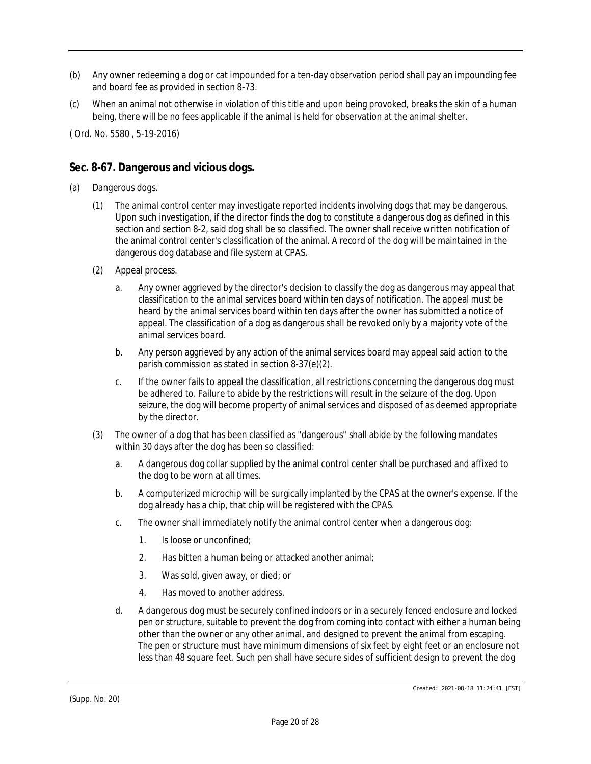(b) Any owner redeeming a dog or cat impounded for a ten-day observation period shall pay an impounding fee and board fee as provided in section 8-73.

(c) When an animal not otherwise in violation of this title and upon being provoked, breaks the skin of a human being, there will be no fees applicable if the animal is held for observation at the animal shelter.

( Ord. No. 5580 , 5-19-2016)

## Sec. 8-67. Dangerous and vicious dogs.

(a) Dangerous dogs.

   (1) The animal control center may investigate reported incidents involving dogs that may be dangerous. Upon such investigation, if the director finds the dog to constitute a dangerous dog as defined in this section and section 8-2, said dog shall be so classified. The owner shall receive written notification of the animal control center's classification of the animal. A record of the dog will be maintained in the dangerous dog database and file system at CPAS.

   (2) Appeal process.

      a. Any owner aggrieved by the director's decision to classify the dog as dangerous may appeal that classification to the animal services board within ten days of notification. The appeal must be heard by the animal services board within ten days after the owner has submitted a notice of appeal. The classification of a dog as dangerous shall be revoked only by a majority vote of the animal services board.

      b. Any person aggrieved by any action of the animal services board may appeal said action to the parish commission as stated in section 8-37(e)(2).

      c. If the owner fails to appeal the classification, all restrictions concerning the dangerous dog must be adhered to. Failure to abide by the restrictions will result in the seizure of the dog. Upon seizure, the dog will become property of animal services and disposed of as deemed appropriate by the director.

   (3) The owner of a dog that has been classified as "dangerous" shall abide by the following mandates within 30 days after the dog has been so classified:

      a. A dangerous dog collar supplied by the animal control center shall be purchased and affixed to the dog to be worn at all times.

      b. A computerized microchip will be surgically implanted by the CPAS at the owner's expense. If the dog already has a chip, that chip will be registered with the CPAS.

      c. The owner shall immediately notify the animal control center when a dangerous dog:

         1. Is loose or unconfined;

         2. Has bitten a human being or attacked another animal;

         3. Was sold, given away, or died; or

         4. Has moved to another address.

      d. A dangerous dog must be securely confined indoors or in a securely fenced enclosure and locked pen or structure, suitable to prevent the dog from coming into contact with either a human being other than the owner or any other animal, and designed to prevent the animal from escaping. The pen or structure must have minimum dimensions of six feet by eight feet or an enclosure not less than 48 square feet. Such pen shall have secure sides of sufficient design to prevent the dog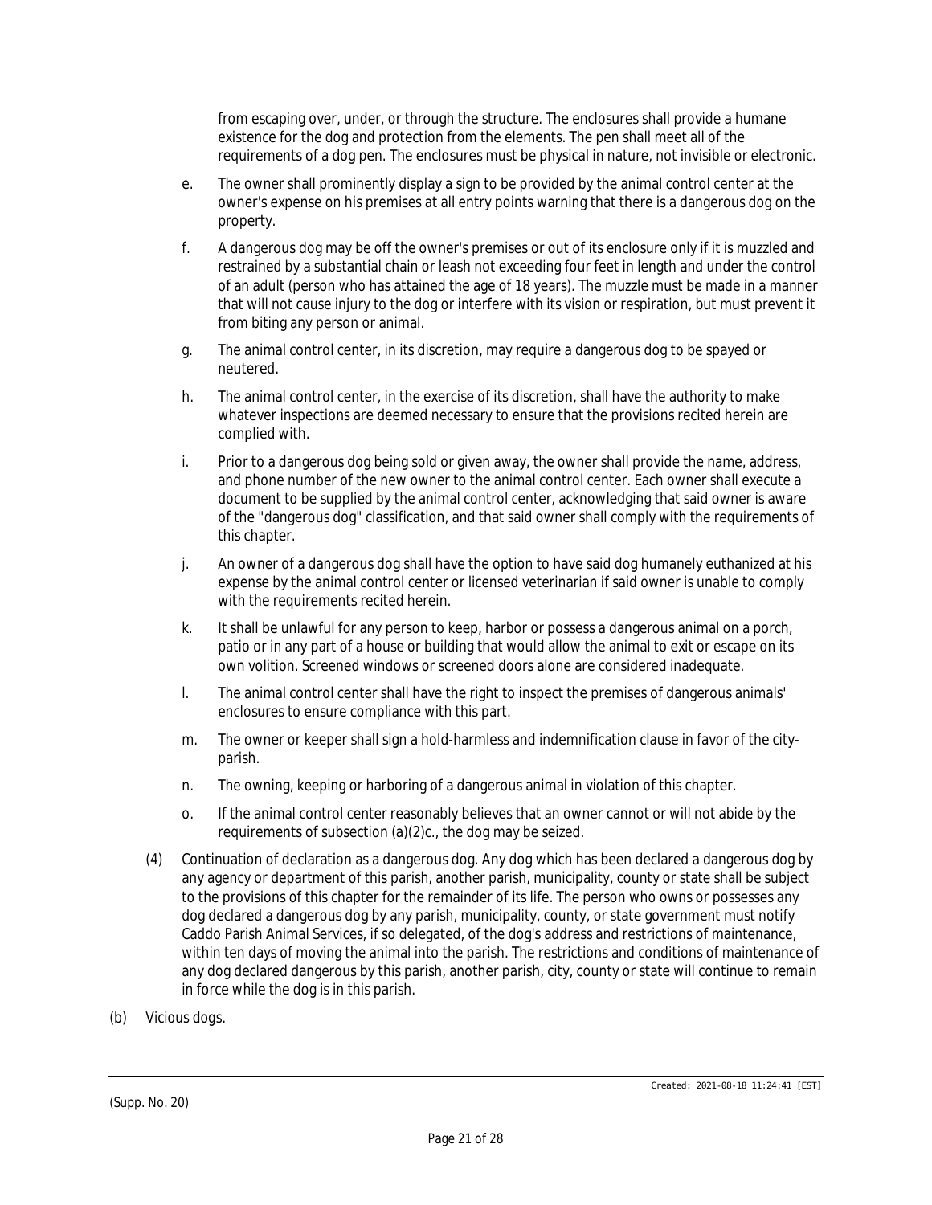from escaping over, under, or through the structure. The enclosures shall provide a humane existence for the dog and protection from the elements. The pen shall meet all of the requirements of a dog pen. The enclosures must be physical in nature, not invisible or electronic.

e. The owner shall prominently display a sign to be provided by the animal control center at the owner's expense on his premises at all entry points warning that there is a dangerous dog on the property.

f. A dangerous dog may be off the owner's premises or out of its enclosure only if it is muzzled and restrained by a substantial chain or leash not exceeding four feet in length and under the control of an adult (person who has attained the age of 18 years). The muzzle must be made in a manner that will not cause injury to the dog or interfere with its vision or respiration, but must prevent it from biting any person or animal.

g. The animal control center, in its discretion, may require a dangerous dog to be spayed or neutered.

h. The animal control center, in the exercise of its discretion, shall have the authority to make whatever inspections are deemed necessary to ensure that the provisions recited herein are complied with.

i. Prior to a dangerous dog being sold or given away, the owner shall provide the name, address, and phone number of the new owner to the animal control center. Each owner shall execute a document to be supplied by the animal control center, acknowledging that said owner is aware of the "dangerous dog" classification, and that said owner shall comply with the requirements of this chapter.

j. An owner of a dangerous dog shall have the option to have said dog humanely euthanized at his expense by the animal control center or licensed veterinarian if said owner is unable to comply with the requirements recited herein.

k. It shall be unlawful for any person to keep, harbor or possess a dangerous animal on a porch, patio or in any part of a house or building that would allow the animal to exit or escape on its own volition. Screened windows or screened doors alone are considered inadequate.

l. The animal control center shall have the right to inspect the premises of dangerous animals' enclosures to ensure compliance with this part.

m. The owner or keeper shall sign a hold-harmless and indemnification clause in favor of the city-parish.

n. The owning, keeping or harboring of a dangerous animal in violation of this chapter.

o. If the animal control center reasonably believes that an owner cannot or will not abide by the requirements of subsection (a)(2)c., the dog may be seized.

(4) Continuation of declaration as a dangerous dog. Any dog which has been declared a dangerous dog by any agency or department of this parish, another parish, municipality, county or state shall be subject to the provisions of this chapter for the remainder of its life. The person who owns or possesses any dog declared a dangerous dog by any parish, municipality, county, or state government must notify Caddo Parish Animal Services, if so delegated, of the dog's address and restrictions of maintenance, within ten days of moving the animal into the parish. The restrictions and conditions of maintenance of any dog declared dangerous by this parish, another parish, city, county or state will continue to remain in force while the dog is in this parish.

(b) Vicious dogs.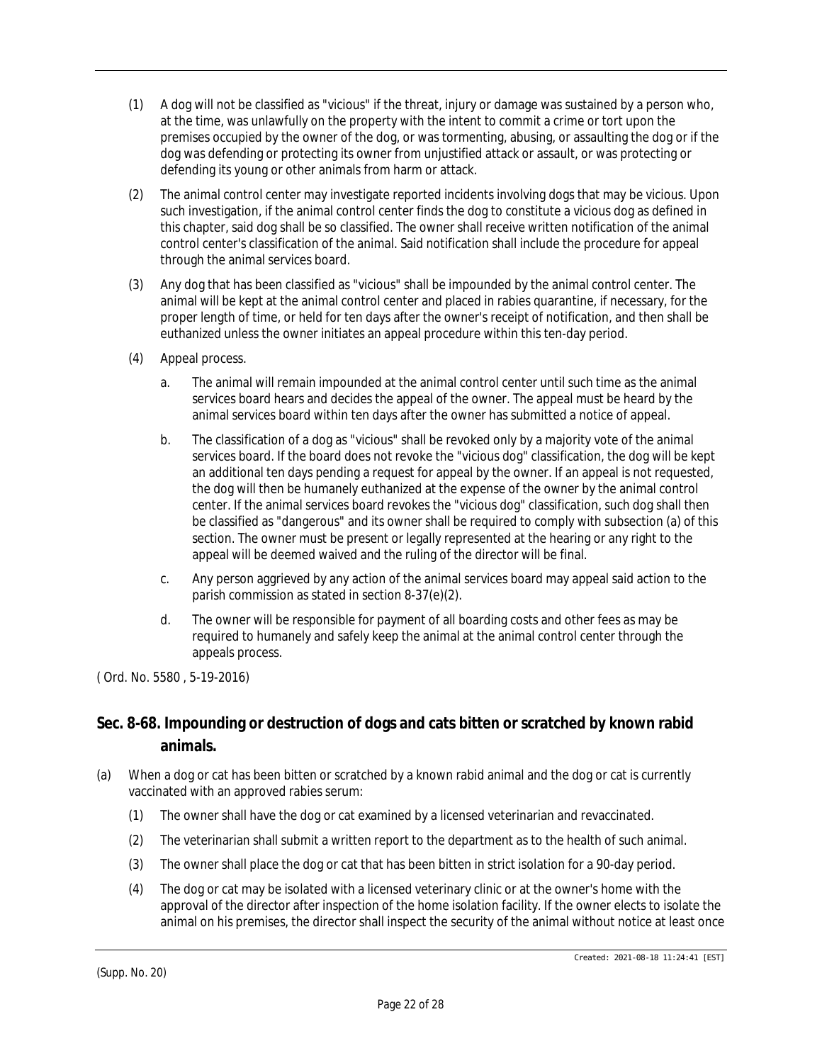(1) A dog will not be classified as "vicious" if the threat, injury or damage was sustained by a person who, at the time, was unlawfully on the property with the intent to commit a crime or tort upon the premises occupied by the owner of the dog, or was tormenting, abusing, or assaulting the dog or if the dog was defending or protecting its owner from unjustified attack or assault, or was protecting or defending its young or other animals from harm or attack.

(2) The animal control center may investigate reported incidents involving dogs that may be vicious. Upon such investigation, if the animal control center finds the dog to constitute a vicious dog as defined in this chapter, said dog shall be so classified. The owner shall receive written notification of the animal control center's classification of the animal. Said notification shall include the procedure for appeal through the animal services board.

(3) Any dog that has been classified as "vicious" shall be impounded by the animal control center. The animal will be kept at the animal control center and placed in rabies quarantine, if necessary, for the proper length of time, or held for ten days after the owner's receipt of notification, and then shall be euthanized unless the owner initiates an appeal procedure within this ten-day period.

(4) Appeal process.

   a. The animal will remain impounded at the animal control center until such time as the animal services board hears and decides the appeal of the owner. The appeal must be heard by the animal services board within ten days after the owner has submitted a notice of appeal.

   b. The classification of a dog as "vicious" shall be revoked only by a majority vote of the animal services board. If the board does not revoke the "vicious dog" classification, the dog will be kept an additional ten days pending a request for appeal by the owner. If an appeal is not requested, the dog will then be humanely euthanized at the expense of the owner by the animal control center. If the animal services board revokes the "vicious dog" classification, such dog shall then be classified as "dangerous" and its owner shall be required to comply with subsection (a) of this section. The owner must be present or legally represented at the hearing or any right to the appeal will be deemed waived and the ruling of the director will be final.

   c. Any person aggrieved by any action of the animal services board may appeal said action to the parish commission as stated in section 8-37(e)(2).

   d. The owner will be responsible for payment of all boarding costs and other fees as may be required to humanely and safely keep the animal at the animal control center through the appeals process.

( Ord. No. 5580 , 5-19-2016)

## Sec. 8-68. Impounding or destruction of dogs and cats bitten or scratched by known rabid animals.

(a) When a dog or cat has been bitten or scratched by a known rabid animal and the dog or cat is currently vaccinated with an approved rabies serum:

   (1) The owner shall have the dog or cat examined by a licensed veterinarian and revaccinated.

   (2) The veterinarian shall submit a written report to the department as to the health of such animal.

   (3) The owner shall place the dog or cat that has been bitten in strict isolation for a 90-day period.

   (4) The dog or cat may be isolated with a licensed veterinary clinic or at the owner's home with the approval of the director after inspection of the home isolation facility. If the owner elects to isolate the animal on his premises, the director shall inspect the security of the animal without notice at least once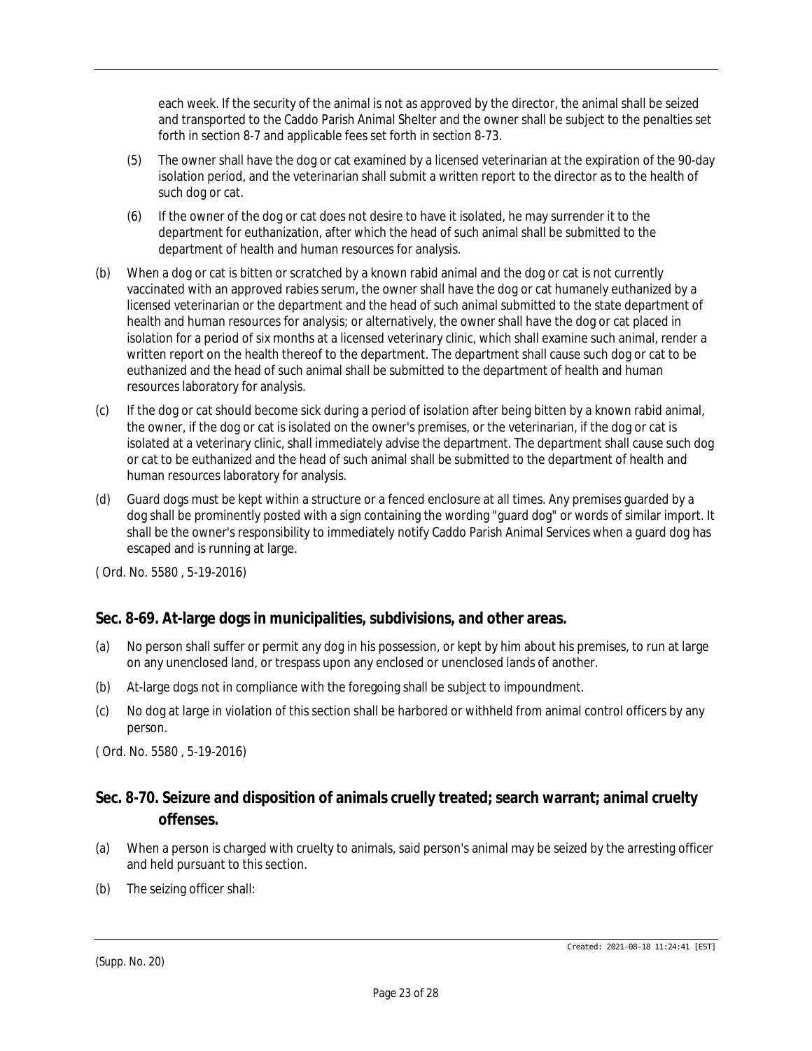each week. If the security of the animal is not as approved by the director, the animal shall be seized and transported to the Caddo Parish Animal Shelter and the owner shall be subject to the penalties set forth in section 8-7 and applicable fees set forth in section 8-73.

(5) The owner shall have the dog or cat examined by a licensed veterinarian at the expiration of the 90-day isolation period, and the veterinarian shall submit a written report to the director as to the health of such dog or cat.

(6) If the owner of the dog or cat does not desire to have it isolated, he may surrender it to the department for euthanization, after which the head of such animal shall be submitted to the department of health and human resources for analysis.

(b) When a dog or cat is bitten or scratched by a known rabid animal and the dog or cat is not currently vaccinated with an approved rabies serum, the owner shall have the dog or cat humanely euthanized by a licensed veterinarian or the department and the head of such animal submitted to the state department of health and human resources for analysis; or alternatively, the owner shall have the dog or cat placed in isolation for a period of six months at a licensed veterinary clinic, which shall examine such animal, render a written report on the health thereof to the department. The department shall cause such dog or cat to be euthanized and the head of such animal shall be submitted to the department of health and human resources laboratory for analysis.

(c) If the dog or cat should become sick during a period of isolation after being bitten by a known rabid animal, the owner, if the dog or cat is isolated on the owner's premises, or the veterinarian, if the dog or cat is isolated at a veterinary clinic, shall immediately advise the department. The department shall cause such dog or cat to be euthanized and the head of such animal shall be submitted to the department of health and human resources laboratory for analysis.

(d) Guard dogs must be kept within a structure or a fenced enclosure at all times. Any premises guarded by a dog shall be prominently posted with a sign containing the wording "guard dog" or words of similar import. It shall be the owner's responsibility to immediately notify Caddo Parish Animal Services when a guard dog has escaped and is running at large.

( Ord. No. 5580 , 5-19-2016)

## Sec. 8-69. At-large dogs in municipalities, subdivisions, and other areas.

(a) No person shall suffer or permit any dog in his possession, or kept by him about his premises, to run at large on any unenclosed land, or trespass upon any enclosed or unenclosed lands of another.

(b) At-large dogs not in compliance with the foregoing shall be subject to impoundment.

(c) No dog at large in violation of this section shall be harbored or withheld from animal control officers by any person.

( Ord. No. 5580 , 5-19-2016)

## Sec. 8-70. Seizure and disposition of animals cruelly treated; search warrant; animal cruelty offenses.

(a) When a person is charged with cruelty to animals, said person's animal may be seized by the arresting officer and held pursuant to this section.

(b) The seizing officer shall: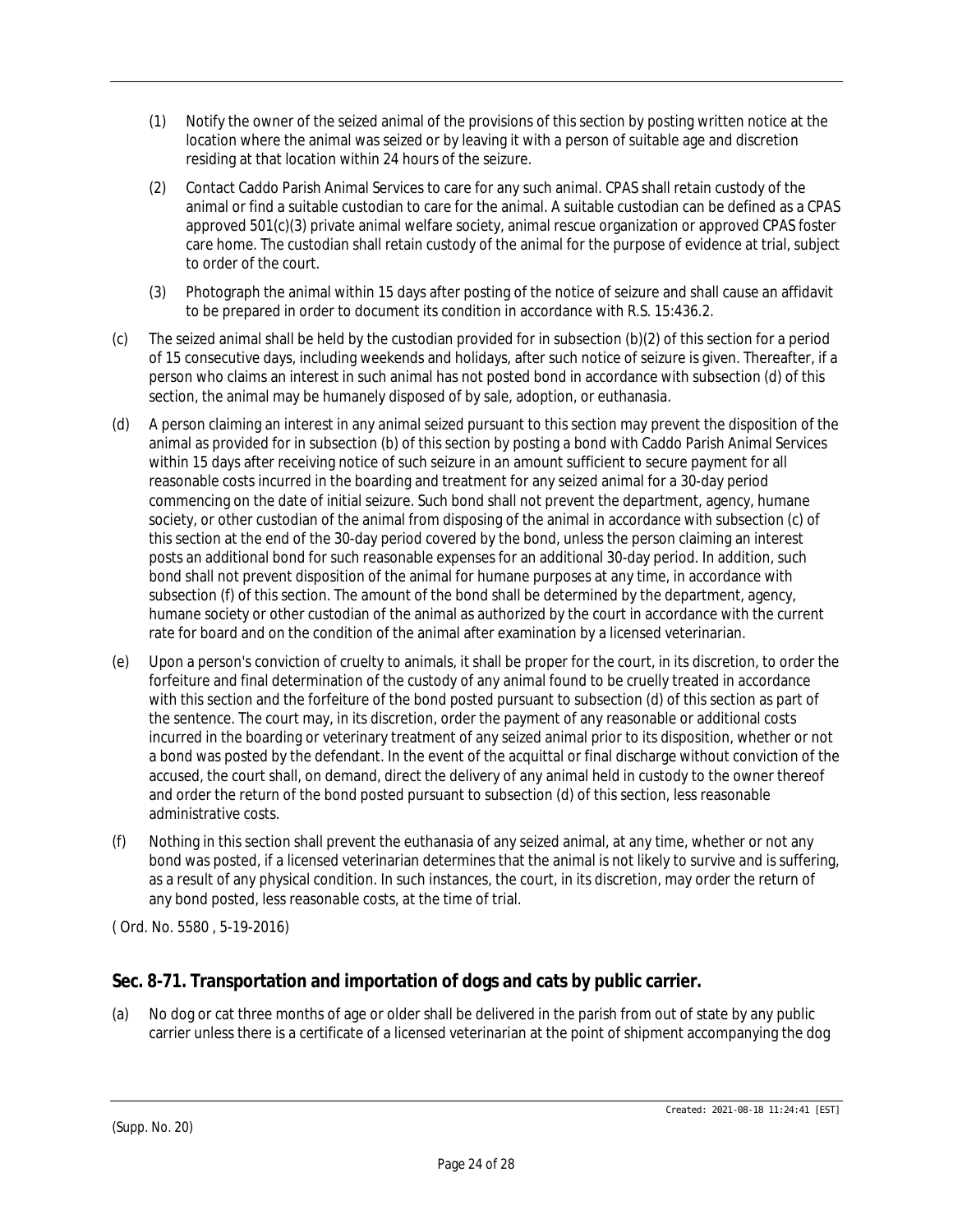(1) Notify the owner of the seized animal of the provisions of this section by posting written notice at the location where the animal was seized or by leaving it with a person of suitable age and discretion residing at that location within 24 hours of the seizure.

(2) Contact Caddo Parish Animal Services to care for any such animal. CPAS shall retain custody of the animal or find a suitable custodian to care for the animal. A suitable custodian can be defined as a CPAS approved 501(c)(3) private animal welfare society, animal rescue organization or approved CPAS foster care home. The custodian shall retain custody of the animal for the purpose of evidence at trial, subject to order of the court.

(3) Photograph the animal within 15 days after posting of the notice of seizure and shall cause an affidavit to be prepared in order to document its condition in accordance with R.S. 15:436.2.

(c) The seized animal shall be held by the custodian provided for in subsection (b)(2) of this section for a period of 15 consecutive days, including weekends and holidays, after such notice of seizure is given. Thereafter, if a person who claims an interest in such animal has not posted bond in accordance with subsection (d) of this section, the animal may be humanely disposed of by sale, adoption, or euthanasia.

(d) A person claiming an interest in any animal seized pursuant to this section may prevent the disposition of the animal as provided for in subsection (b) of this section by posting a bond with Caddo Parish Animal Services within 15 days after receiving notice of such seizure in an amount sufficient to secure payment for all reasonable costs incurred in the boarding and treatment for any seized animal for a 30-day period commencing on the date of initial seizure. Such bond shall not prevent the department, agency, humane society, or other custodian of the animal from disposing of the animal in accordance with subsection (c) of this section at the end of the 30-day period covered by the bond, unless the person claiming an interest posts an additional bond for such reasonable expenses for an additional 30-day period. In addition, such bond shall not prevent disposition of the animal for humane purposes at any time, in accordance with subsection (f) of this section. The amount of the bond shall be determined by the department, agency, humane society or other custodian of the animal as authorized by the court in accordance with the current rate for board and on the condition of the animal after examination by a licensed veterinarian.

(e) Upon a person's conviction of cruelty to animals, it shall be proper for the court, in its discretion, to order the forfeiture and final determination of the custody of any animal found to be cruelly treated in accordance with this section and the forfeiture of the bond posted pursuant to subsection (d) of this section as part of the sentence. The court may, in its discretion, order the payment of any reasonable or additional costs incurred in the boarding or veterinary treatment of any seized animal prior to its disposition, whether or not a bond was posted by the defendant. In the event of the acquittal or final discharge without conviction of the accused, the court shall, on demand, direct the delivery of any animal held in custody to the owner thereof and order the return of the bond posted pursuant to subsection (d) of this section, less reasonable administrative costs.

(f) Nothing in this section shall prevent the euthanasia of any seized animal, at any time, whether or not any bond was posted, if a licensed veterinarian determines that the animal is not likely to survive and is suffering, as a result of any physical condition. In such instances, the court, in its discretion, may order the return of any bond posted, less reasonable costs, at the time of trial.

( Ord. No. 5580 , 5-19-2016)

## Sec. 8-71. Transportation and importation of dogs and cats by public carrier.

(a) No dog or cat three months of age or older shall be delivered in the parish from out of state by any public carrier unless there is a certificate of a licensed veterinarian at the point of shipment accompanying the dog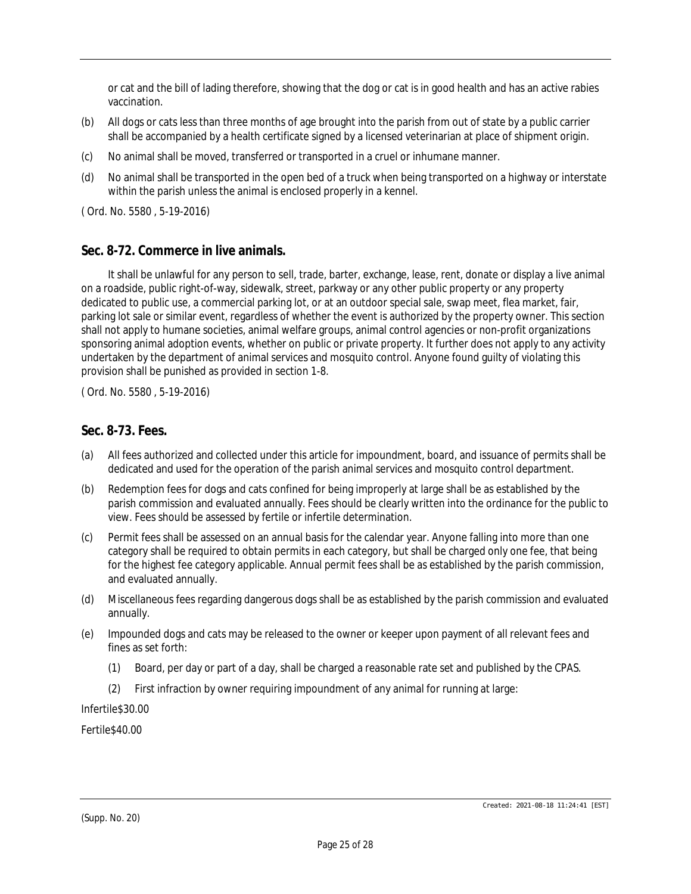or cat and the bill of lading therefore, showing that the dog or cat is in good health and has an active rabies vaccination.

(b) All dogs or cats less than three months of age brought into the parish from out of state by a public carrier shall be accompanied by a health certificate signed by a licensed veterinarian at place of shipment origin.

(c) No animal shall be moved, transferred or transported in a cruel or inhumane manner.

(d) No animal shall be transported in the open bed of a truck when being transported on a highway or interstate within the parish unless the animal is enclosed properly in a kennel.

( Ord. No. 5580 , 5-19-2016)

## Sec. 8-72. Commerce in live animals.

It shall be unlawful for any person to sell, trade, barter, exchange, lease, rent, donate or display a live animal on a roadside, public right-of-way, sidewalk, street, parkway or any other public property or any property dedicated to public use, a commercial parking lot, or at an outdoor special sale, swap meet, flea market, fair, parking lot sale or similar event, regardless of whether the event is authorized by the property owner. This section shall not apply to humane societies, animal welfare groups, animal control agencies or non-profit organizations sponsoring animal adoption events, whether on public or private property. It further does not apply to any activity undertaken by the department of animal services and mosquito control. Anyone found guilty of violating this provision shall be punished as provided in section 1-8.

( Ord. No. 5580 , 5-19-2016)

## Sec. 8-73. Fees.

(a) All fees authorized and collected under this article for impoundment, board, and issuance of permits shall be dedicated and used for the operation of the parish animal services and mosquito control department.

(b) Redemption fees for dogs and cats confined for being improperly at large shall be as established by the parish commission and evaluated annually. Fees should be clearly written into the ordinance for the public to view. Fees should be assessed by fertile or infertile determination.

(c) Permit fees shall be assessed on an annual basis for the calendar year. Anyone falling into more than one category shall be required to obtain permits in each category, but shall be charged only one fee, that being for the highest fee category applicable. Annual permit fees shall be as established by the parish commission, and evaluated annually.

(d) Miscellaneous fees regarding dangerous dogs shall be as established by the parish commission and evaluated annually.

(e) Impounded dogs and cats may be released to the owner or keeper upon payment of all relevant fees and fines as set forth:

(1) Board, per day or part of a day, shall be charged a reasonable rate set and published by the CPAS.

(2) First infraction by owner requiring impoundment of any animal for running at large:

Infertile$30.00

Fertile$40.00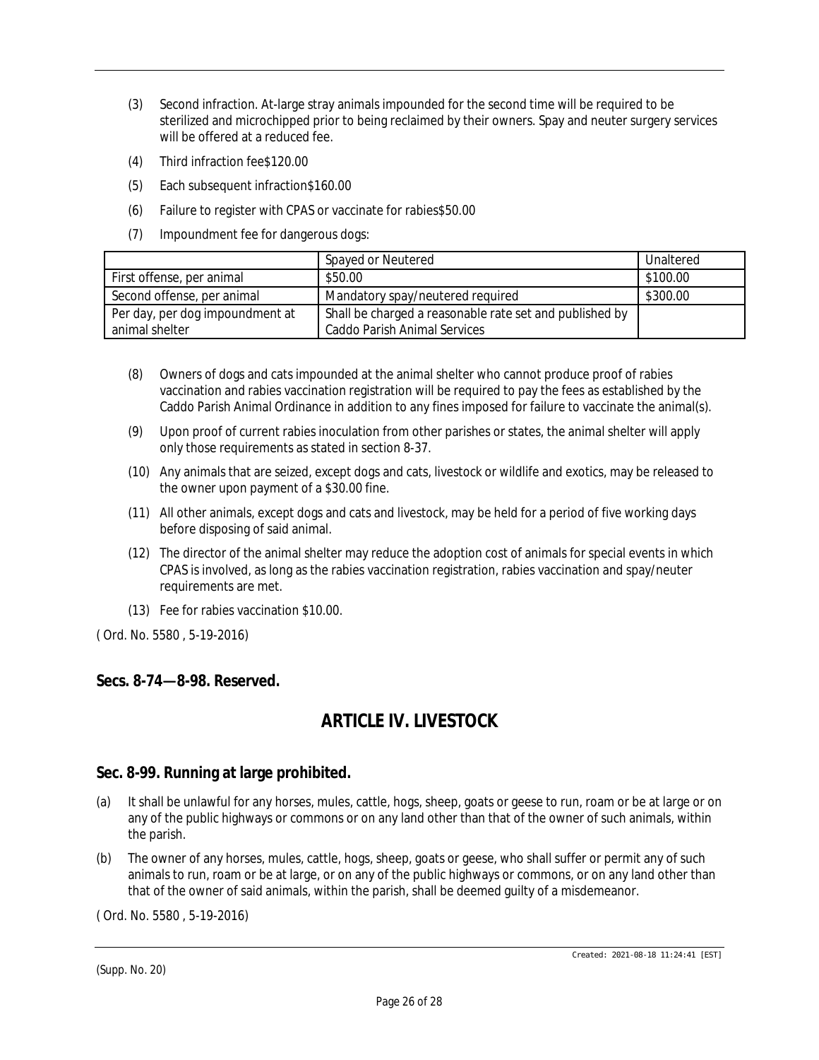(3) Second infraction. At-large stray animals impounded for the second time will be required to be sterilized and microchipped prior to being reclaimed by their owners. Spay and neuter surgery services will be offered at a reduced fee.

(4) Third infraction fee$120.00

(5) Each subsequent infraction$160.00

(6) Failure to register with CPAS or vaccinate for rabies$50.00

(7) Impoundment fee for dangerous dogs:

| | Spayed or Neutered | Unaltered |
|---|---|---|
| First offense, per animal | $50.00 | $100.00 |
| Second offense, per animal | Mandatory spay/neutered required | $300.00 |
| Per day, per dog impoundment at animal shelter | Shall be charged a reasonable rate set and published by Caddo Parish Animal Services | |

(8) Owners of dogs and cats impounded at the animal shelter who cannot produce proof of rabies vaccination and rabies vaccination registration will be required to pay the fees as established by the Caddo Parish Animal Ordinance in addition to any fines imposed for failure to vaccinate the animal(s).

(9) Upon proof of current rabies inoculation from other parishes or states, the animal shelter will apply only those requirements as stated in section 8-37.

(10) Any animals that are seized, except dogs and cats, livestock or wildlife and exotics, may be released to the owner upon payment of a $30.00 fine.

(11) All other animals, except dogs and cats and livestock, may be held for a period of five working days before disposing of said animal.

(12) The director of the animal shelter may reduce the adoption cost of animals for special events in which CPAS is involved, as long as the rabies vaccination registration, rabies vaccination and spay/neuter requirements are met.

(13) Fee for rabies vaccination $10.00.

( Ord. No. 5580 , 5-19-2016)

## Secs. 8-74—8-98. Reserved.

# ARTICLE IV. LIVESTOCK

## Sec. 8-99. Running at large prohibited.

(a) It shall be unlawful for any horses, mules, cattle, hogs, sheep, goats or geese to run, roam or be at large or on any of the public highways or commons or on any land other than that of the owner of such animals, within the parish.

(b) The owner of any horses, mules, cattle, hogs, sheep, goats or geese, who shall suffer or permit any of such animals to run, roam or be at large, or on any of the public highways or commons, or on any land other than that of the owner of said animals, within the parish, shall be deemed guilty of a misdemeanor.

( Ord. No. 5580 , 5-19-2016)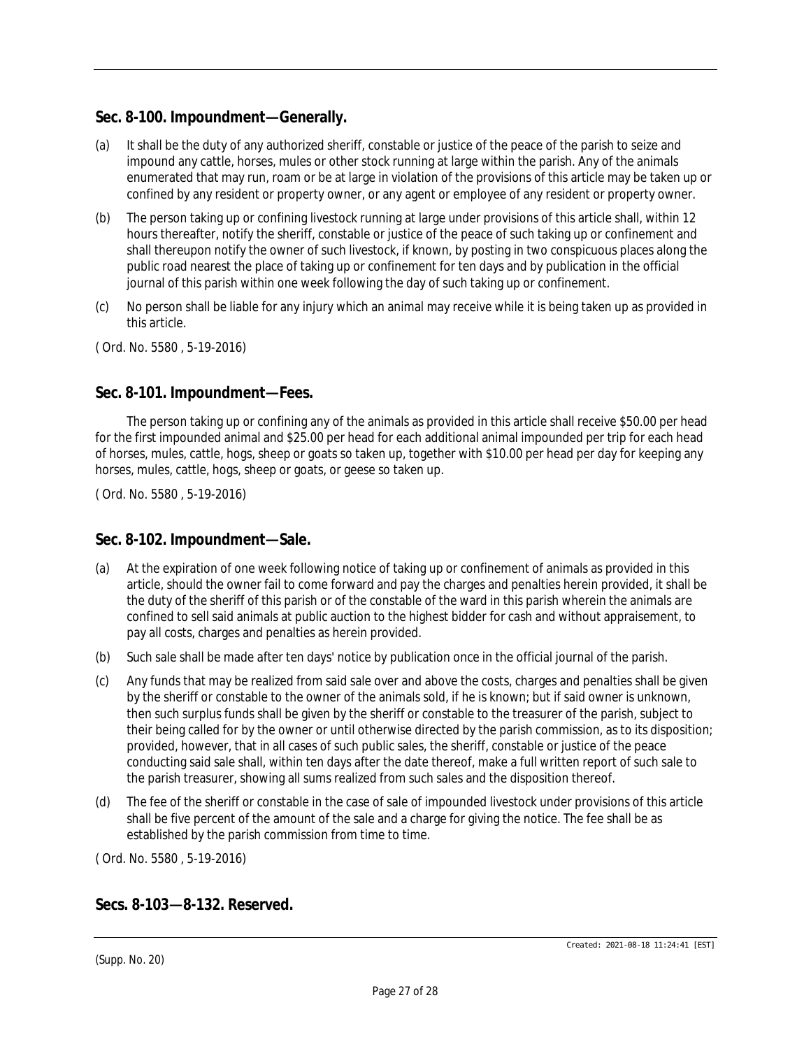## Sec. 8-100. Impoundment—Generally.

(a) It shall be the duty of any authorized sheriff, constable or justice of the peace of the parish to seize and impound any cattle, horses, mules or other stock running at large within the parish. Any of the animals enumerated that may run, roam or be at large in violation of the provisions of this article may be taken up or confined by any resident or property owner, or any agent or employee of any resident or property owner.

(b) The person taking up or confining livestock running at large under provisions of this article shall, within 12 hours thereafter, notify the sheriff, constable or justice of the peace of such taking up or confinement and shall thereupon notify the owner of such livestock, if known, by posting in two conspicuous places along the public road nearest the place of taking up or confinement for ten days and by publication in the official journal of this parish within one week following the day of such taking up or confinement.

(c) No person shall be liable for any injury which an animal may receive while it is being taken up as provided in this article.

( Ord. No. 5580 , 5-19-2016)

## Sec. 8-101. Impoundment—Fees.

The person taking up or confining any of the animals as provided in this article shall receive $50.00 per head for the first impounded animal and $25.00 per head for each additional animal impounded per trip for each head of horses, mules, cattle, hogs, sheep or goats so taken up, together with $10.00 per head per day for keeping any horses, mules, cattle, hogs, sheep or goats, or geese so taken up.

( Ord. No. 5580 , 5-19-2016)

## Sec. 8-102. Impoundment—Sale.

(a) At the expiration of one week following notice of taking up or confinement of animals as provided in this article, should the owner fail to come forward and pay the charges and penalties herein provided, it shall be the duty of the sheriff of this parish or of the constable of the ward in this parish wherein the animals are confined to sell said animals at public auction to the highest bidder for cash and without appraisement, to pay all costs, charges and penalties as herein provided.

(b) Such sale shall be made after ten days' notice by publication once in the official journal of the parish.

(c) Any funds that may be realized from said sale over and above the costs, charges and penalties shall be given by the sheriff or constable to the owner of the animals sold, if he is known; but if said owner is unknown, then such surplus funds shall be given by the sheriff or constable to the treasurer of the parish, subject to their being called for by the owner or until otherwise directed by the parish commission, as to its disposition; provided, however, that in all cases of such public sales, the sheriff, constable or justice of the peace conducting said sale shall, within ten days after the date thereof, make a full written report of such sale to the parish treasurer, showing all sums realized from such sales and the disposition thereof.

(d) The fee of the sheriff or constable in the case of sale of impounded livestock under provisions of this article shall be five percent of the amount of the sale and a charge for giving the notice. The fee shall be as established by the parish commission from time to time.

( Ord. No. 5580 , 5-19-2016)

## Secs. 8-103—8-132. Reserved.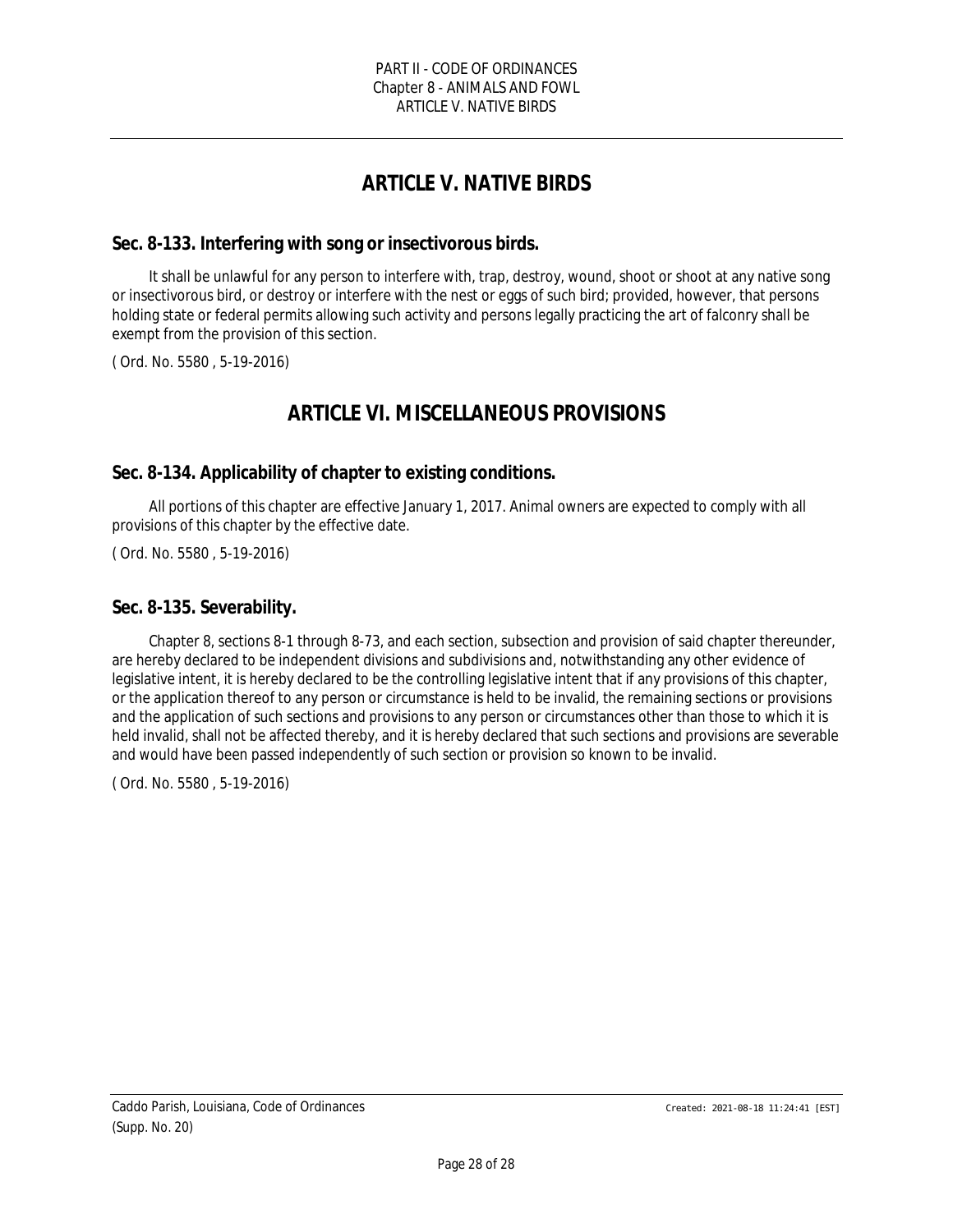# ARTICLE V. NATIVE BIRDS

## Sec. 8-133. Interfering with song or insectivorous birds.

It shall be unlawful for any person to interfere with, trap, destroy, wound, shoot or shoot at any native song or insectivorous bird, or destroy or interfere with the nest or eggs of such bird; provided, however, that persons holding state or federal permits allowing such activity and persons legally practicing the art of falconry shall be exempt from the provision of this section.

( Ord. No. 5580 , 5-19-2016)

# ARTICLE VI. MISCELLANEOUS PROVISIONS

## Sec. 8-134. Applicability of chapter to existing conditions.

All portions of this chapter are effective January 1, 2017. Animal owners are expected to comply with all provisions of this chapter by the effective date.

( Ord. No. 5580 , 5-19-2016)

## Sec. 8-135. Severability.

Chapter 8, sections 8-1 through 8-73, and each section, subsection and provision of said chapter thereunder, are hereby declared to be independent divisions and subdivisions and, notwithstanding any other evidence of legislative intent, it is hereby declared to be the controlling legislative intent that if any provisions of this chapter, or the application thereof to any person or circumstance is held to be invalid, the remaining sections or provisions and the application of such sections and provisions to any person or circumstances other than those to which it is held invalid, shall not be affected thereby, and it is hereby declared that such sections and provisions are severable and would have been passed independently of such section or provision so known to be invalid.

( Ord. No. 5580 , 5-19-2016)